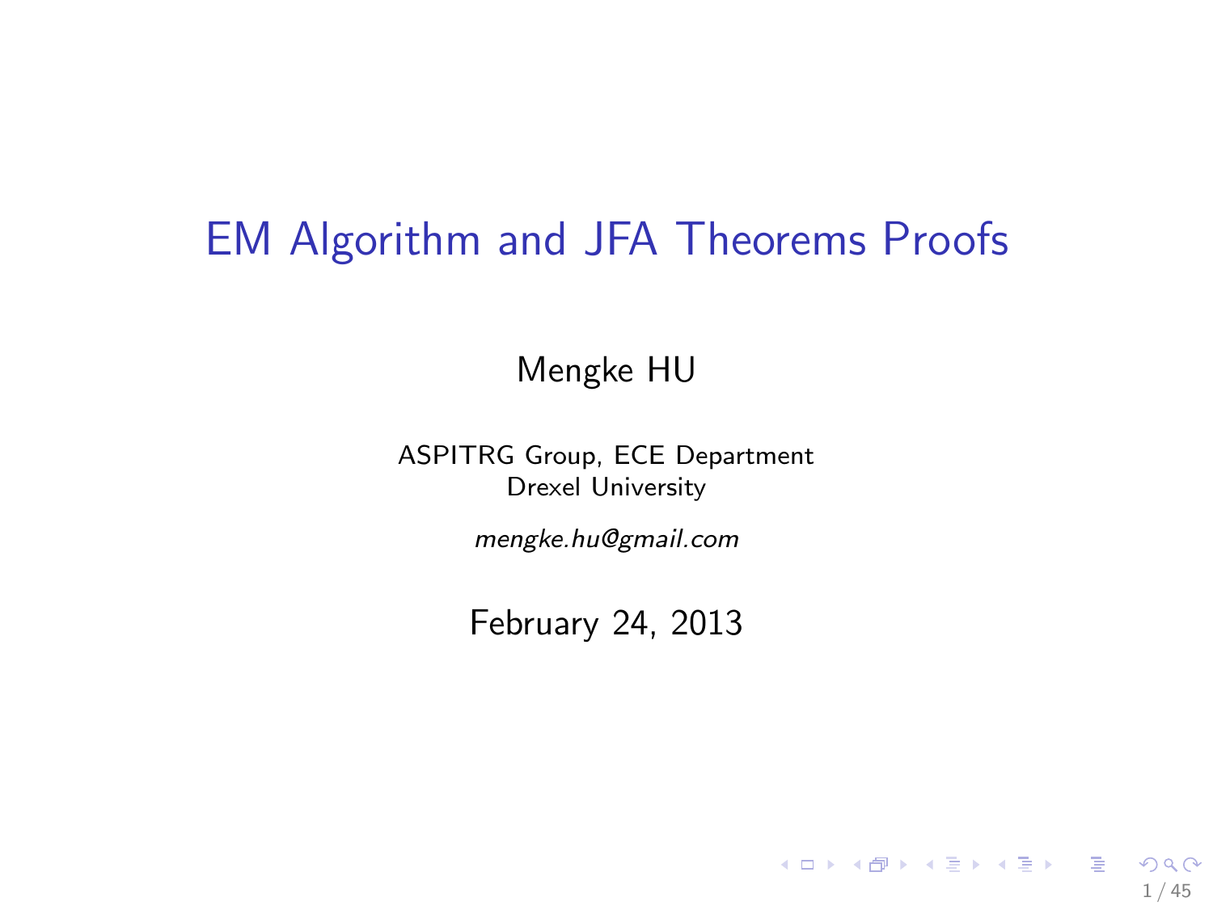# EM Algorithm and JFA Theorems Proofs

Mengke HU

ASPITRG Group, ECE Department
Drexel University

*mengke.hu@gmail.com*

February 24, 2013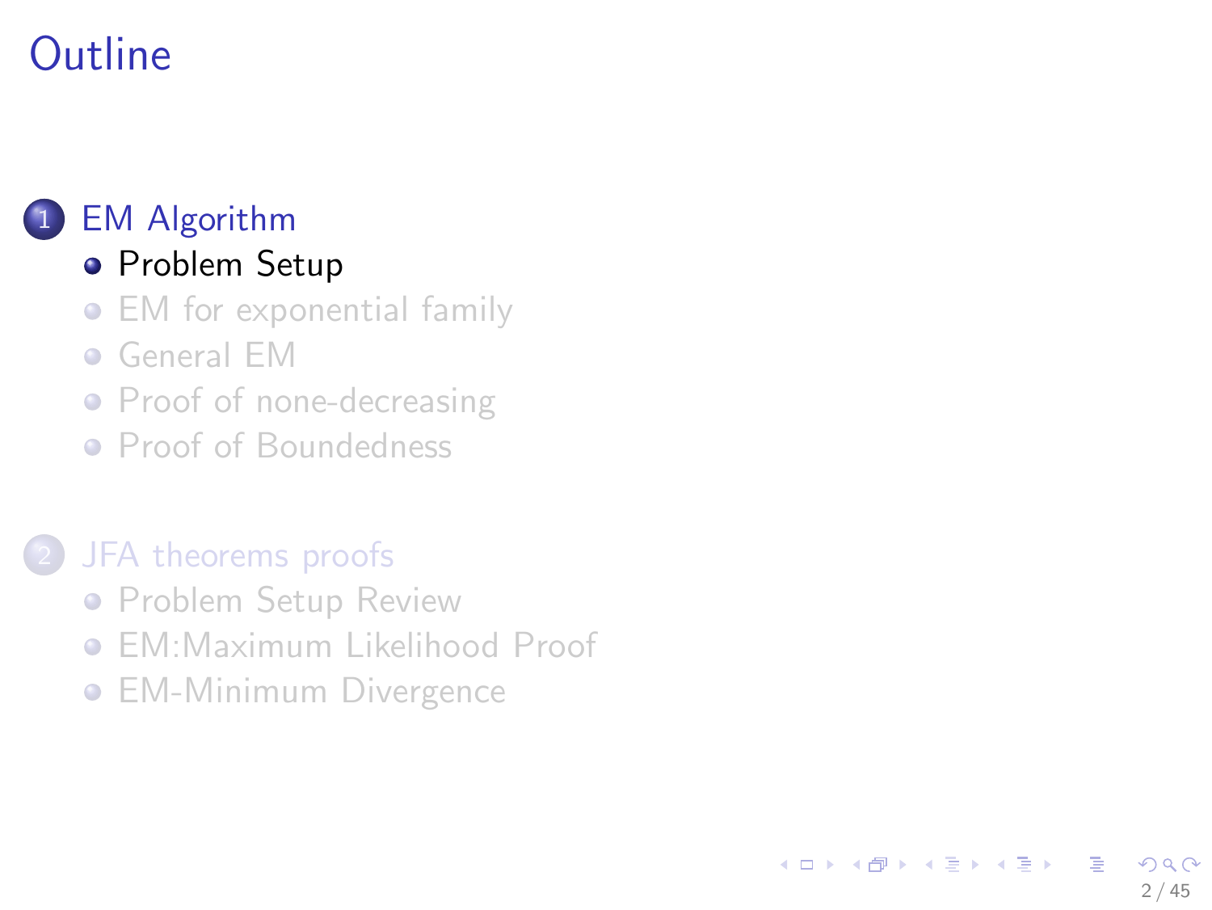# Outline

1. EM Algorithm
   - Problem Setup
   - EM for exponential family
   - General EM
   - Proof of none-decreasing
   - Proof of Boundedness

2. JFA theorems proofs
   - Problem Setup Review
   - EM:Maximum Likelihood Proof
   - EM-Minimum Divergence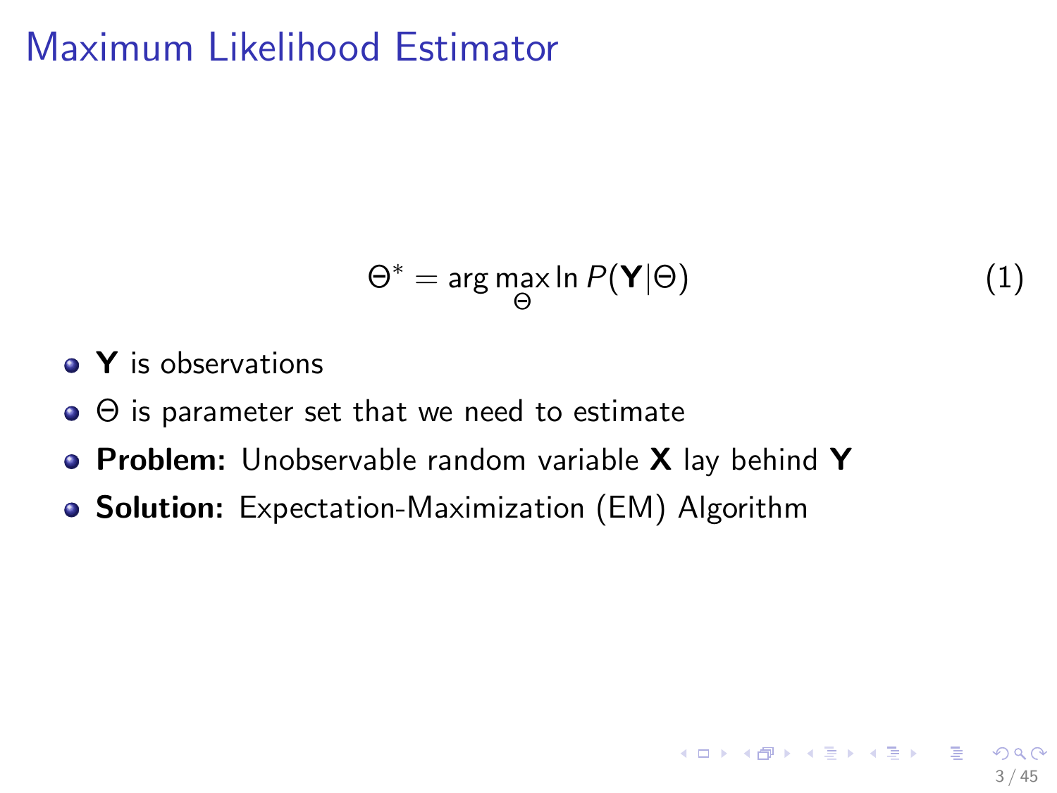# Maximum Likelihood Estimator

$$\Theta^* = \arg\max_{\Theta} \ln P(\mathbf{Y}|\Theta) \tag{1}$$

- $\mathbf{Y}$ is observations
- $\Theta$ is parameter set that we need to estimate
- **Problem:** Unobservable random variable $\mathbf{X}$ lay behind $\mathbf{Y}$
- **Solution:** Expectation-Maximization (EM) Algorithm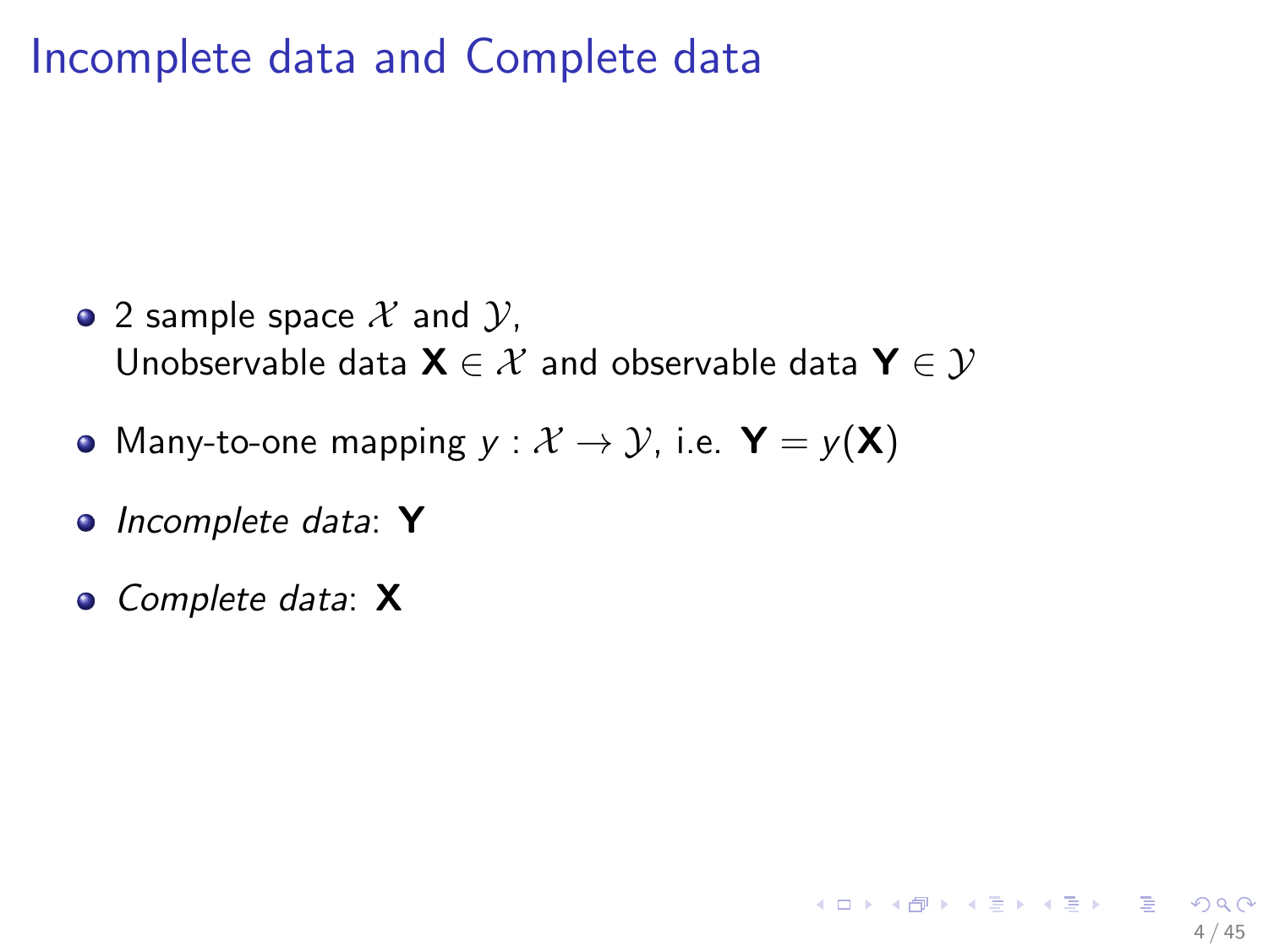# Incomplete data and Complete data

- 2 sample space $\mathcal{X}$ and $\mathcal{Y}$,
  Unobservable data $\mathbf{X} \in \mathcal{X}$ and observable data $\mathbf{Y} \in \mathcal{Y}$
- Many-to-one mapping $y : \mathcal{X} \to \mathcal{Y}$, i.e. $\mathbf{Y} = y(\mathbf{X})$
- *Incomplete data*: $\mathbf{Y}$
- *Complete data*: $\mathbf{X}$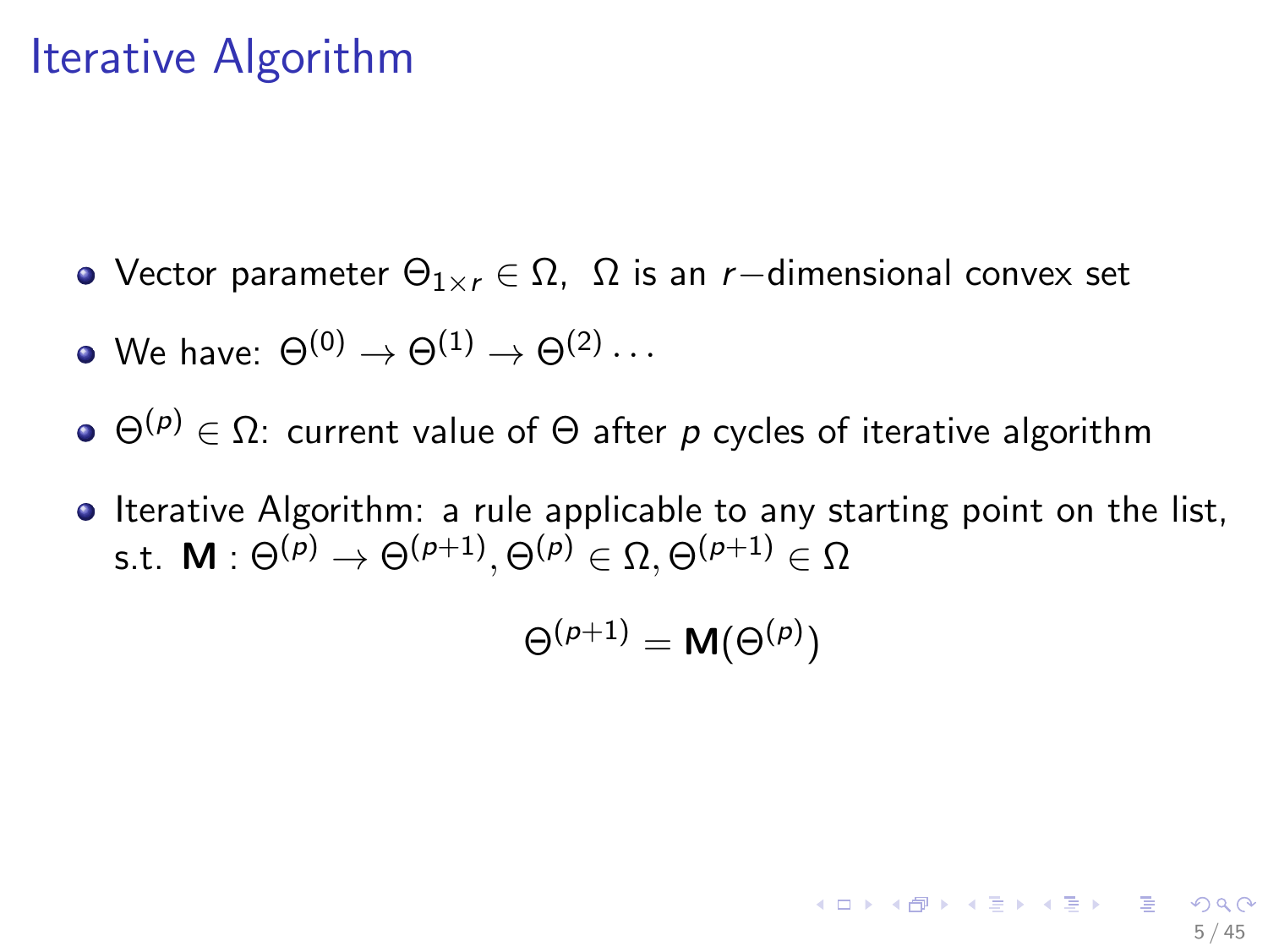# Iterative Algorithm

- Vector parameter $\Theta_{1\times r} \in \Omega$, $\Omega$ is an $r-$dimensional convex set
- We have: $\Theta^{(0)} \to \Theta^{(1)} \to \Theta^{(2)} \cdots$
- $\Theta^{(p)} \in \Omega$: current value of $\Theta$ after $p$ cycles of iterative algorithm
- Iterative Algorithm: a rule applicable to any starting point on the list, s.t. $\mathbf{M} : \Theta^{(p)} \to \Theta^{(p+1)}, \Theta^{(p)} \in \Omega, \Theta^{(p+1)} \in \Omega$

$$\Theta^{(p+1)} = \mathbf{M}(\Theta^{(p)})$$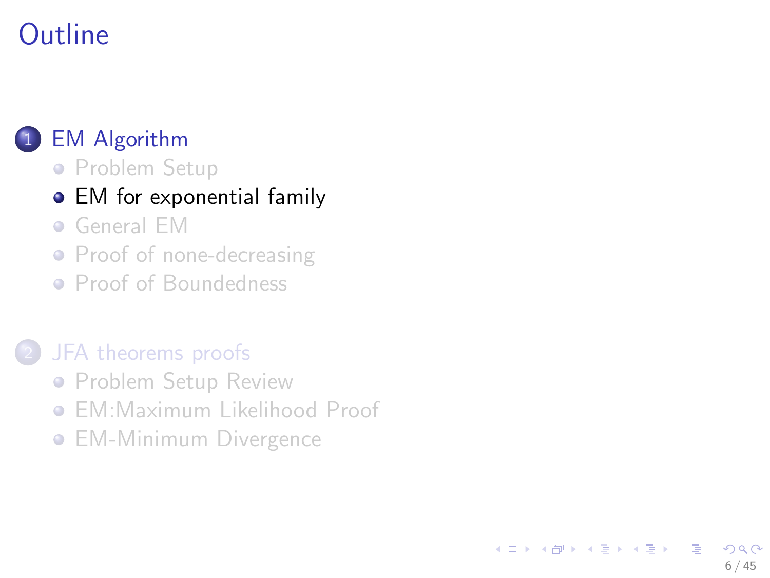# Outline

1. EM Algorithm
   - Problem Setup
   - EM for exponential family
   - General EM
   - Proof of none-decreasing
   - Proof of Boundedness
2. JFA theorems proofs
   - Problem Setup Review
   - EM:Maximum Likelihood Proof
   - EM-Minimum Divergence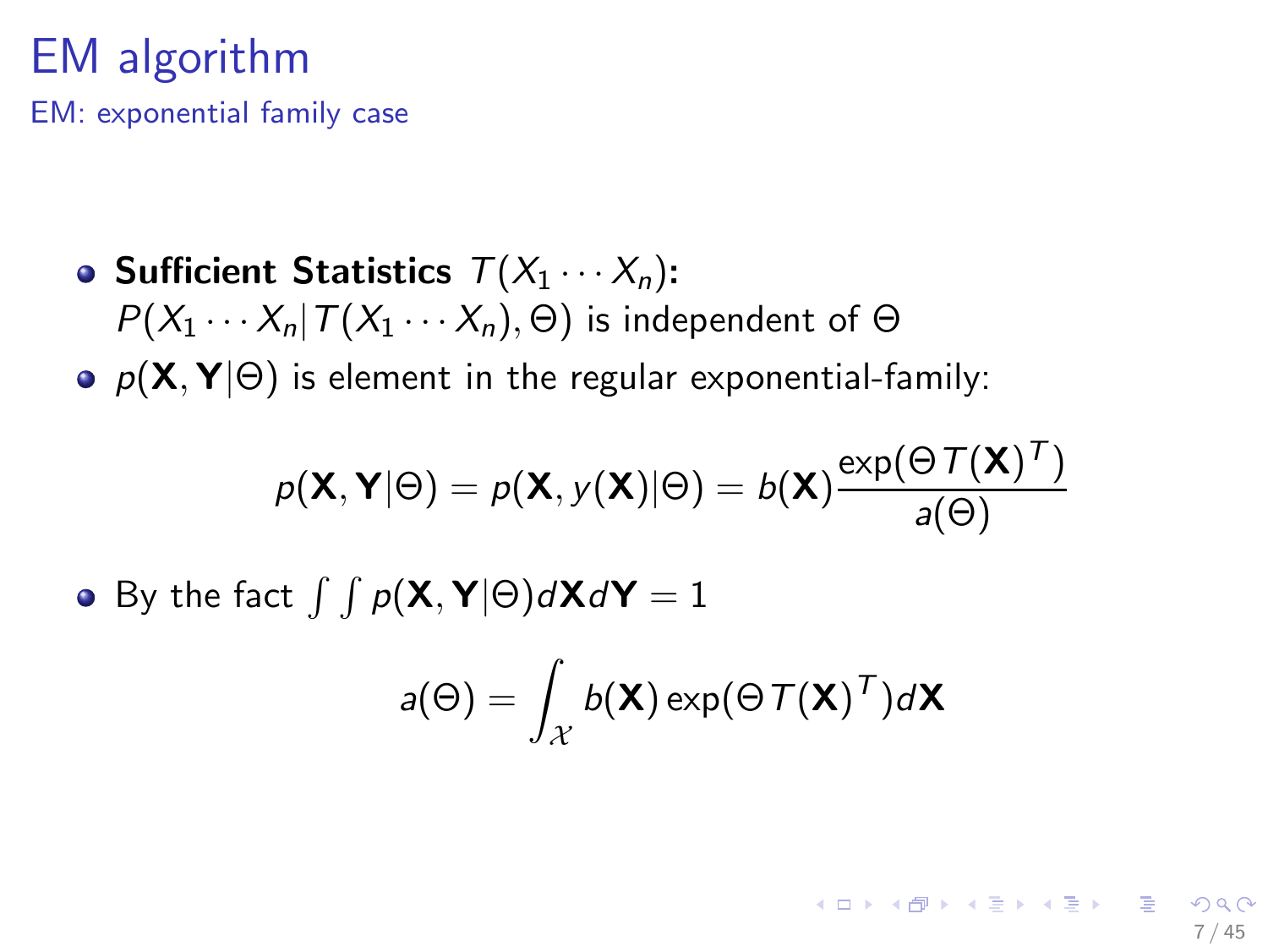# EM algorithm

## EM: exponential family case

- **Sufficient Statistics** $T(X_1 \cdots X_n)$**:**
  $P(X_1 \cdots X_n | T(X_1 \cdots X_n), \Theta)$ is independent of $\Theta$
- $p(\mathbf{X}, \mathbf{Y}|\Theta)$ is element in the regular exponential-family:

$$p(\mathbf{X}, \mathbf{Y}|\Theta) = p(\mathbf{X}, y(\mathbf{X})|\Theta) = b(\mathbf{X}) \frac{\exp(\Theta T(\mathbf{X})^T)}{a(\Theta)}$$

- By the fact $\int \int p(\mathbf{X}, \mathbf{Y}|\Theta) d\mathbf{X} d\mathbf{Y} = 1$

$$a(\Theta) = \int_{\mathcal{X}} b(\mathbf{X}) \exp(\Theta T(\mathbf{X})^T) d\mathbf{X}$$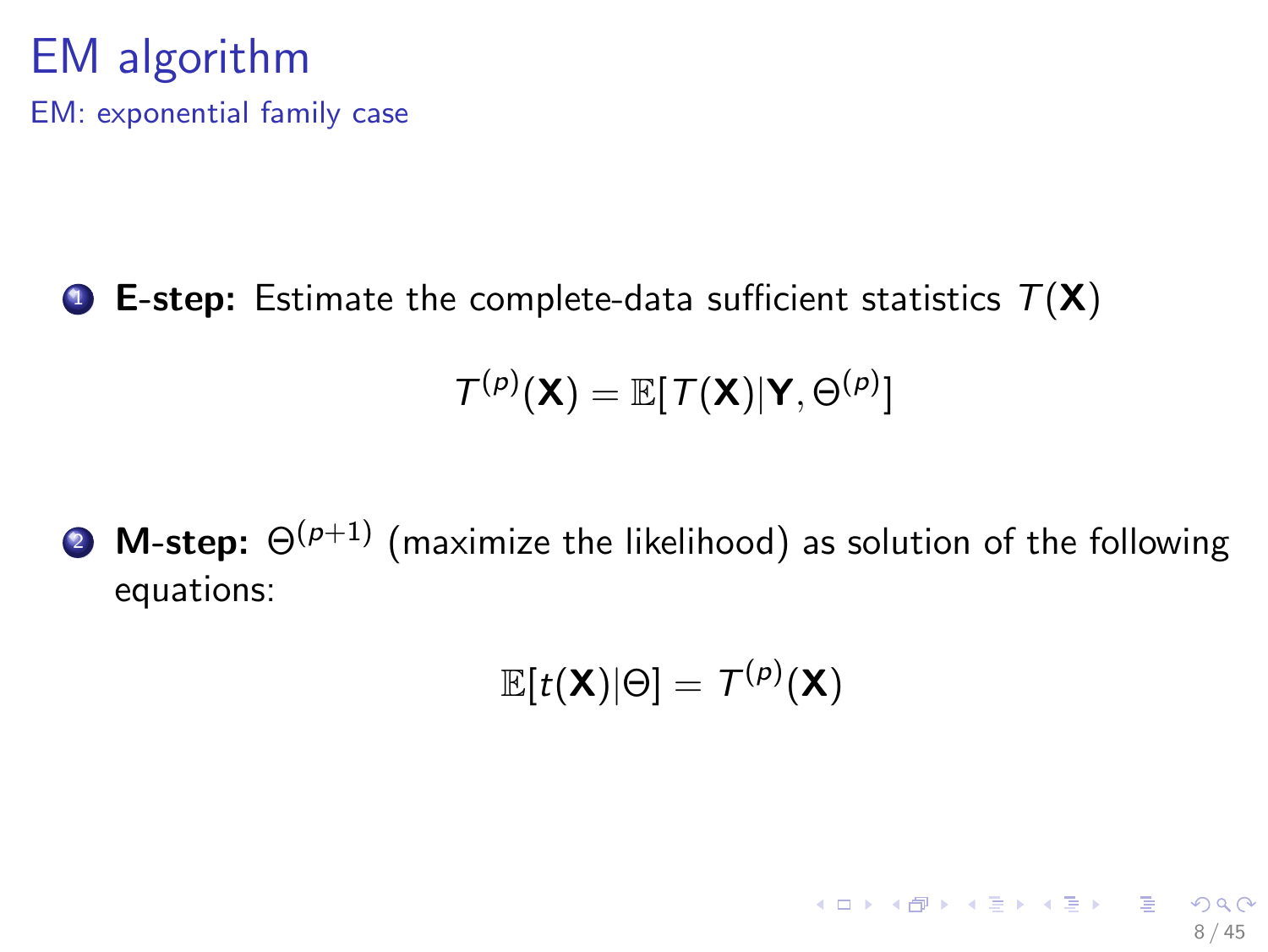# EM algorithm

## EM: exponential family case

1. **E-step:** Estimate the complete-data sufficient statistics $T(\mathbf{X})$

$$T^{(p)}(\mathbf{X}) = \mathbb{E}[T(\mathbf{X})|\mathbf{Y}, \Theta^{(p)}]$$

2. **M-step:** $\Theta^{(p+1)}$ (maximize the likelihood) as solution of the following equations:

$$\mathbb{E}[t(\mathbf{X})|\Theta] = T^{(p)}(\mathbf{X})$$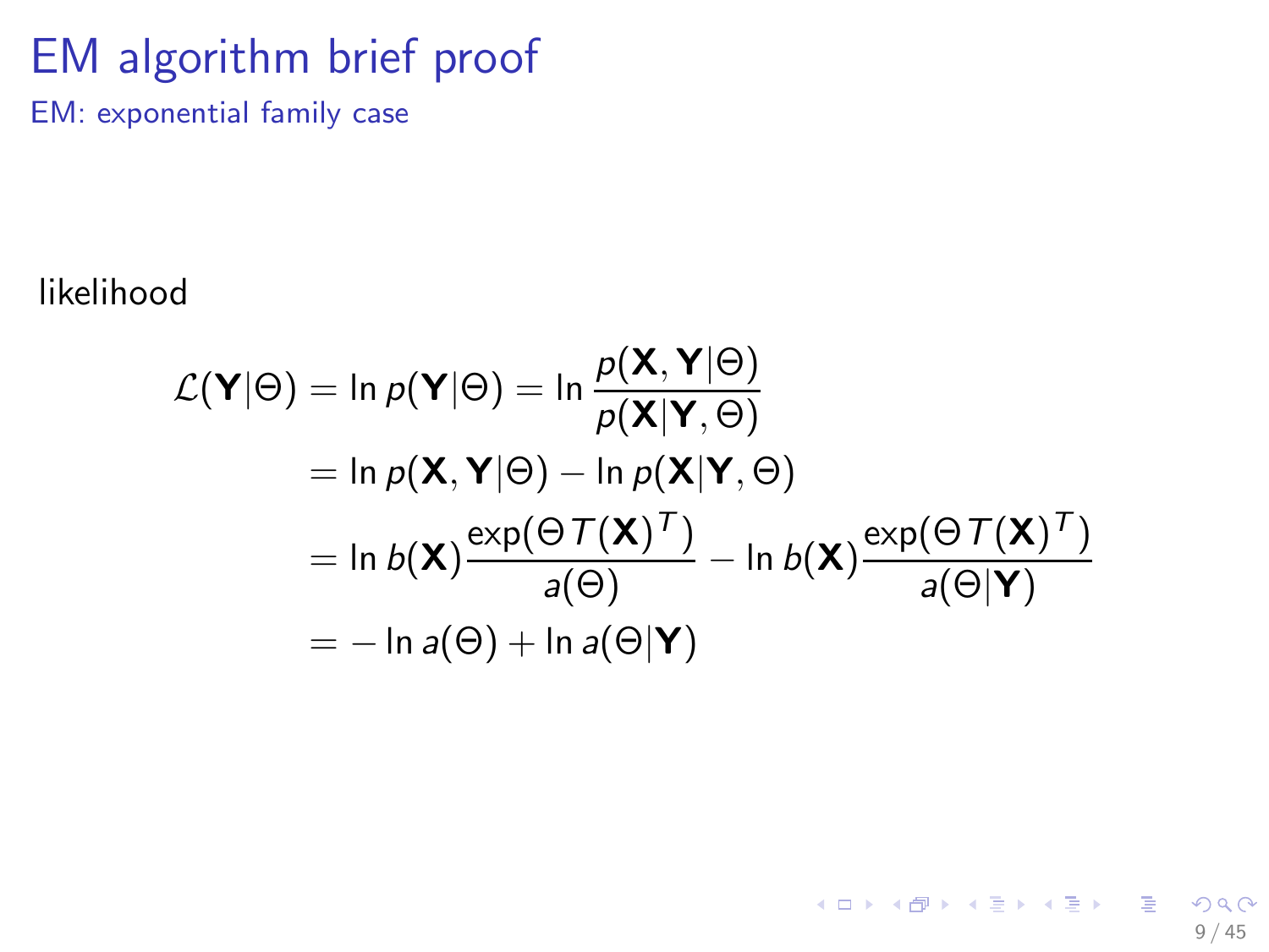# EM algorithm brief proof

## EM: exponential family case

likelihood

$$
\begin{aligned}
\mathcal{L}(\mathbf{Y}|\Theta) &= \ln p(\mathbf{Y}|\Theta) = \ln \frac{p(\mathbf{X}, \mathbf{Y}|\Theta)}{p(\mathbf{X}|\mathbf{Y}, \Theta)} \\
&= \ln p(\mathbf{X}, \mathbf{Y}|\Theta) - \ln p(\mathbf{X}|\mathbf{Y}, \Theta) \\
&= \ln b(\mathbf{X}) \frac{\exp(\Theta T(\mathbf{X})^T)}{a(\Theta)} - \ln b(\mathbf{X}) \frac{\exp(\Theta T(\mathbf{X})^T)}{a(\Theta|\mathbf{Y})} \\
&= -\ln a(\Theta) + \ln a(\Theta|\mathbf{Y})
\end{aligned}
$$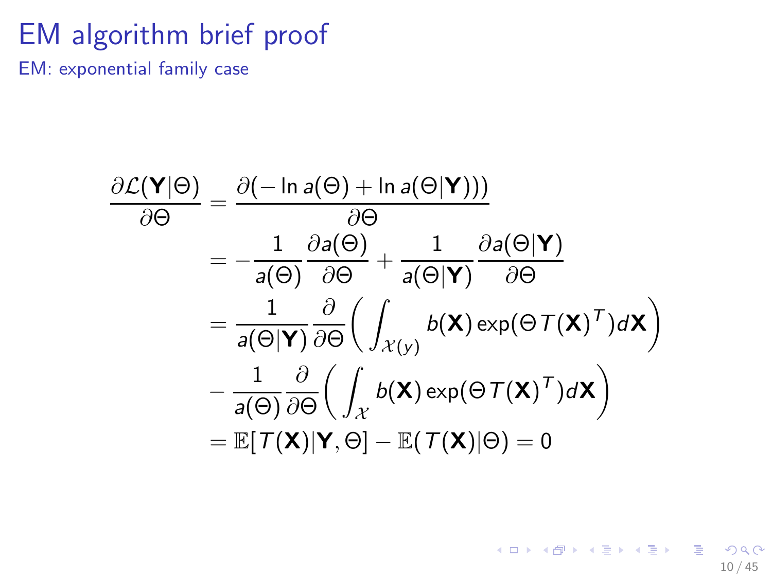# EM algorithm brief proof

## EM: exponential family case

$$
\begin{aligned}
\frac{\partial \mathcal{L}(\mathbf{Y}|\Theta)}{\partial \Theta} &= \frac{\partial(-\ln a(\Theta) + \ln a(\Theta|\mathbf{Y})))}{\partial \Theta} \\
&= -\frac{1}{a(\Theta)}\frac{\partial a(\Theta)}{\partial \Theta} + \frac{1}{a(\Theta|\mathbf{Y})}\frac{\partial a(\Theta|\mathbf{Y})}{\partial \Theta} \\
&= \frac{1}{a(\Theta|\mathbf{Y})}\frac{\partial}{\partial \Theta}\left(\int_{\mathcal{X}(y)} b(\mathbf{X})\exp(\Theta T(\mathbf{X})^T)d\mathbf{X}\right) \\
&- \frac{1}{a(\Theta)}\frac{\partial}{\partial \Theta}\left(\int_{\mathcal{X}} b(\mathbf{X})\exp(\Theta T(\mathbf{X})^T)d\mathbf{X}\right) \\
&= \mathbb{E}[T(\mathbf{X})|\mathbf{Y},\Theta] - \mathbb{E}(T(\mathbf{X})|\Theta) = 0
\end{aligned}
$$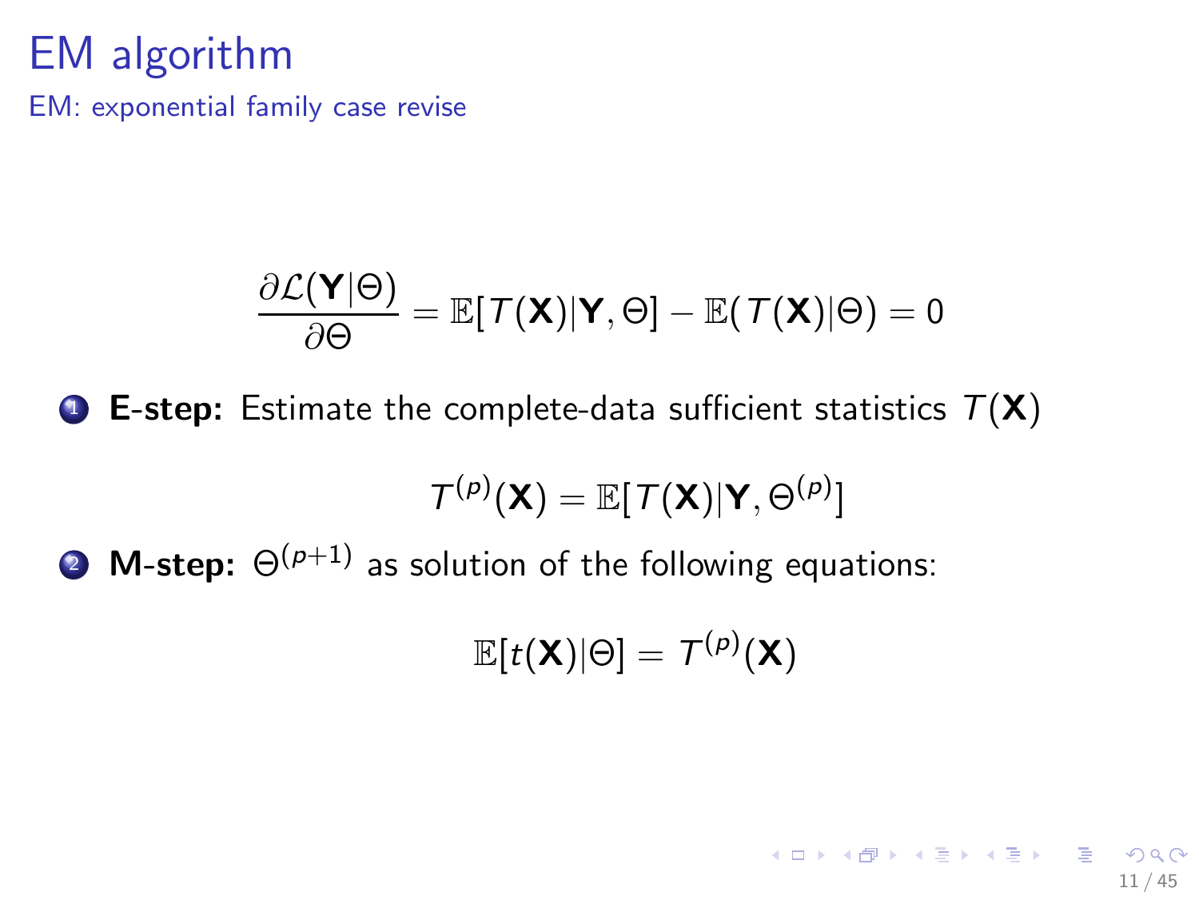# EM algorithm

## EM: exponential family case revise

$$\frac{\partial \mathcal{L}(\mathbf{Y}|\Theta)}{\partial \Theta} = \mathbb{E}[T(\mathbf{X})|\mathbf{Y}, \Theta] - \mathbb{E}(T(\mathbf{X})|\Theta) = 0$$

1. **E-step:** Estimate the complete-data sufficient statistics $T(\mathbf{X})$

$$T^{(p)}(\mathbf{X}) = \mathbb{E}[T(\mathbf{X})|\mathbf{Y}, \Theta^{(p)}]$$

2. **M-step:** $\Theta^{(p+1)}$ as solution of the following equations:

$$\mathbb{E}[t(\mathbf{X})|\Theta] = T^{(p)}(\mathbf{X})$$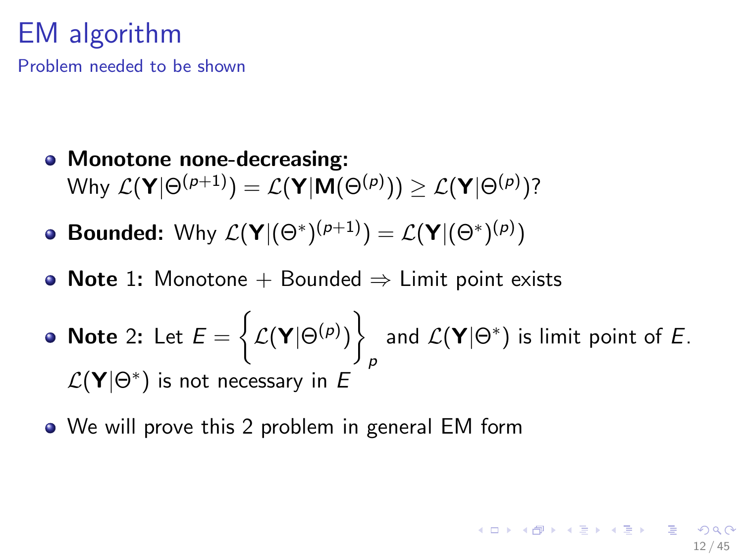# EM algorithm

## Problem needed to be shown

- **Monotone none-decreasing:**
  Why $\mathcal{L}(\mathbf{Y}|\Theta^{(p+1)}) = \mathcal{L}(\mathbf{Y}|\mathbf{M}(\Theta^{(p)})) \geq \mathcal{L}(\mathbf{Y}|\Theta^{(p)})$?
- **Bounded:** Why $\mathcal{L}(\mathbf{Y}|(\Theta^*)^{(p+1)}) = \mathcal{L}(\mathbf{Y}|(\Theta^*)^{(p)})$
- **Note** 1**:** Monotone + Bounded $\Rightarrow$ Limit point exists
- **Note** 2**:** Let $E = \left\{ \mathcal{L}(\mathbf{Y}|\Theta^{(p)}) \right\}_p$ and $\mathcal{L}(\mathbf{Y}|\Theta^*)$ is limit point of $E$.
  $\mathcal{L}(\mathbf{Y}|\Theta^*)$ is not necessary in $E$
- We will prove this 2 problem in general EM form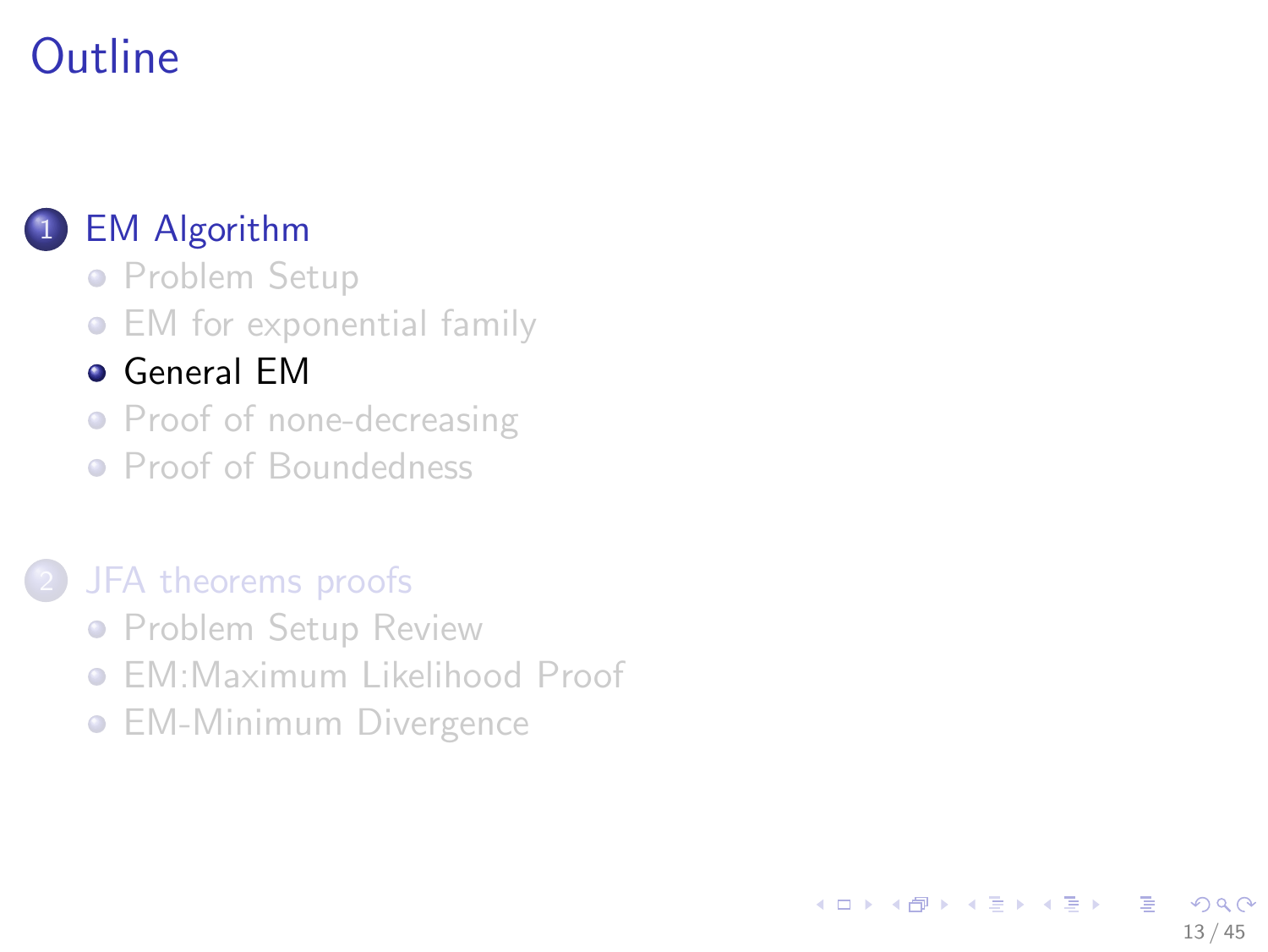# Outline

1. EM Algorithm
   - Problem Setup
   - EM for exponential family
   - General EM
   - Proof of none-decreasing
   - Proof of Boundedness

2. JFA theorems proofs
   - Problem Setup Review
   - EM:Maximum Likelihood Proof
   - EM-Minimum Divergence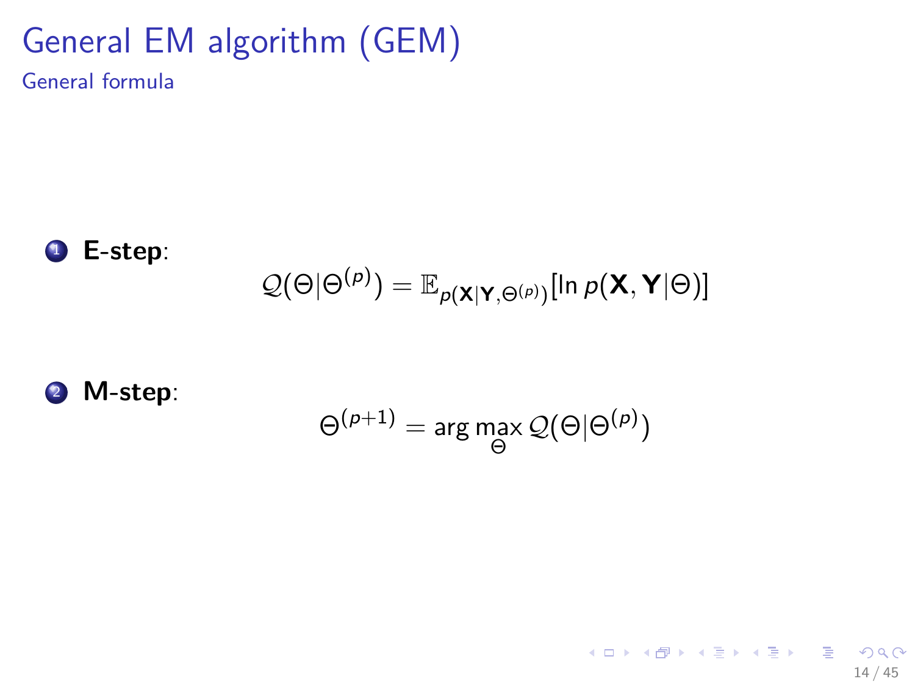# General EM algorithm (GEM)

## General formula

1. **E-step**:

$$\mathcal{Q}(\Theta|\Theta^{(p)}) = \mathbb{E}_{p(\mathbf{X}|\mathbf{Y},\Theta^{(p)})}[\ln p(\mathbf{X},\mathbf{Y}|\Theta)]$$

2. **M-step**:

$$\Theta^{(p+1)} = \arg\max_{\Theta} \mathcal{Q}(\Theta|\Theta^{(p)})$$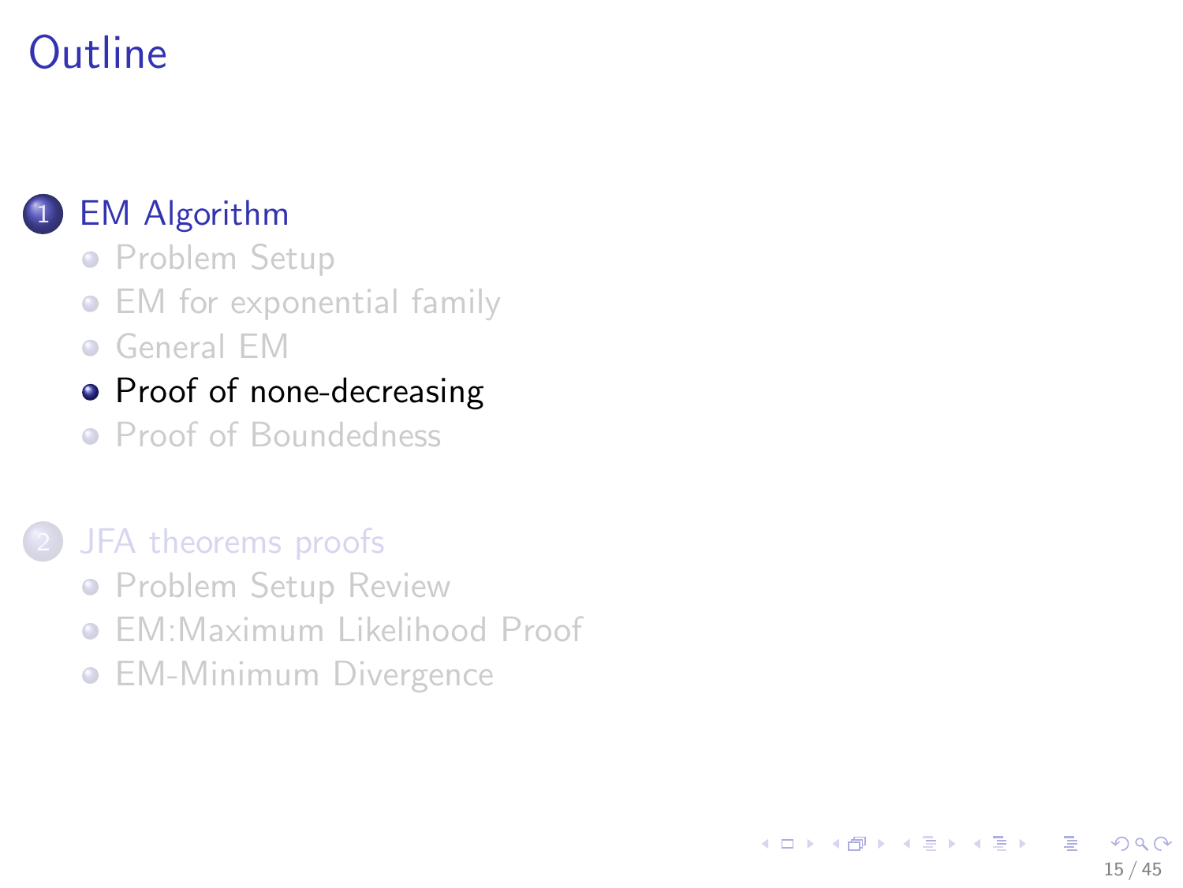# Outline

1. EM Algorithm
   - Problem Setup
   - EM for exponential family
   - General EM
   - Proof of none-decreasing
   - Proof of Boundedness

2. JFA theorems proofs
   - Problem Setup Review
   - EM:Maximum Likelihood Proof
   - EM-Minimum Divergence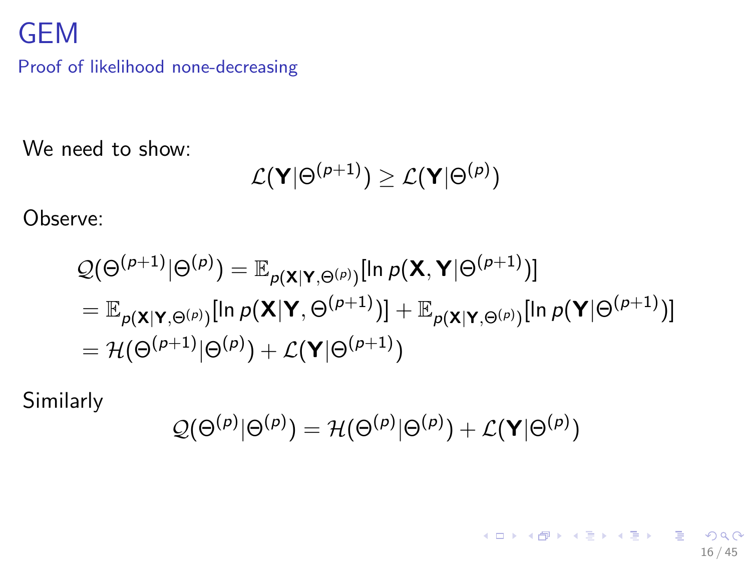# GEM

## Proof of likelihood none-decreasing

We need to show:

$$\mathcal{L}(\mathbf{Y}|\Theta^{(p+1)}) \geq \mathcal{L}(\mathbf{Y}|\Theta^{(p)})$$

Observe:

$$\begin{aligned}
&\mathcal{Q}(\Theta^{(p+1)}|\Theta^{(p)}) = \mathbb{E}_{p(\mathbf{X}|\mathbf{Y},\Theta^{(p)})}[\ln p(\mathbf{X},\mathbf{Y}|\Theta^{(p+1)})] \\
&= \mathbb{E}_{p(\mathbf{X}|\mathbf{Y},\Theta^{(p)})}[\ln p(\mathbf{X}|\mathbf{Y},\Theta^{(p+1)})] + \mathbb{E}_{p(\mathbf{X}|\mathbf{Y},\Theta^{(p)})}[\ln p(\mathbf{Y}|\Theta^{(p+1)})] \\
&= \mathcal{H}(\Theta^{(p+1)}|\Theta^{(p)}) + \mathcal{L}(\mathbf{Y}|\Theta^{(p+1)})
\end{aligned}$$

Similarly

$$\mathcal{Q}(\Theta^{(p)}|\Theta^{(p)}) = \mathcal{H}(\Theta^{(p)}|\Theta^{(p)}) + \mathcal{L}(\mathbf{Y}|\Theta^{(p)})$$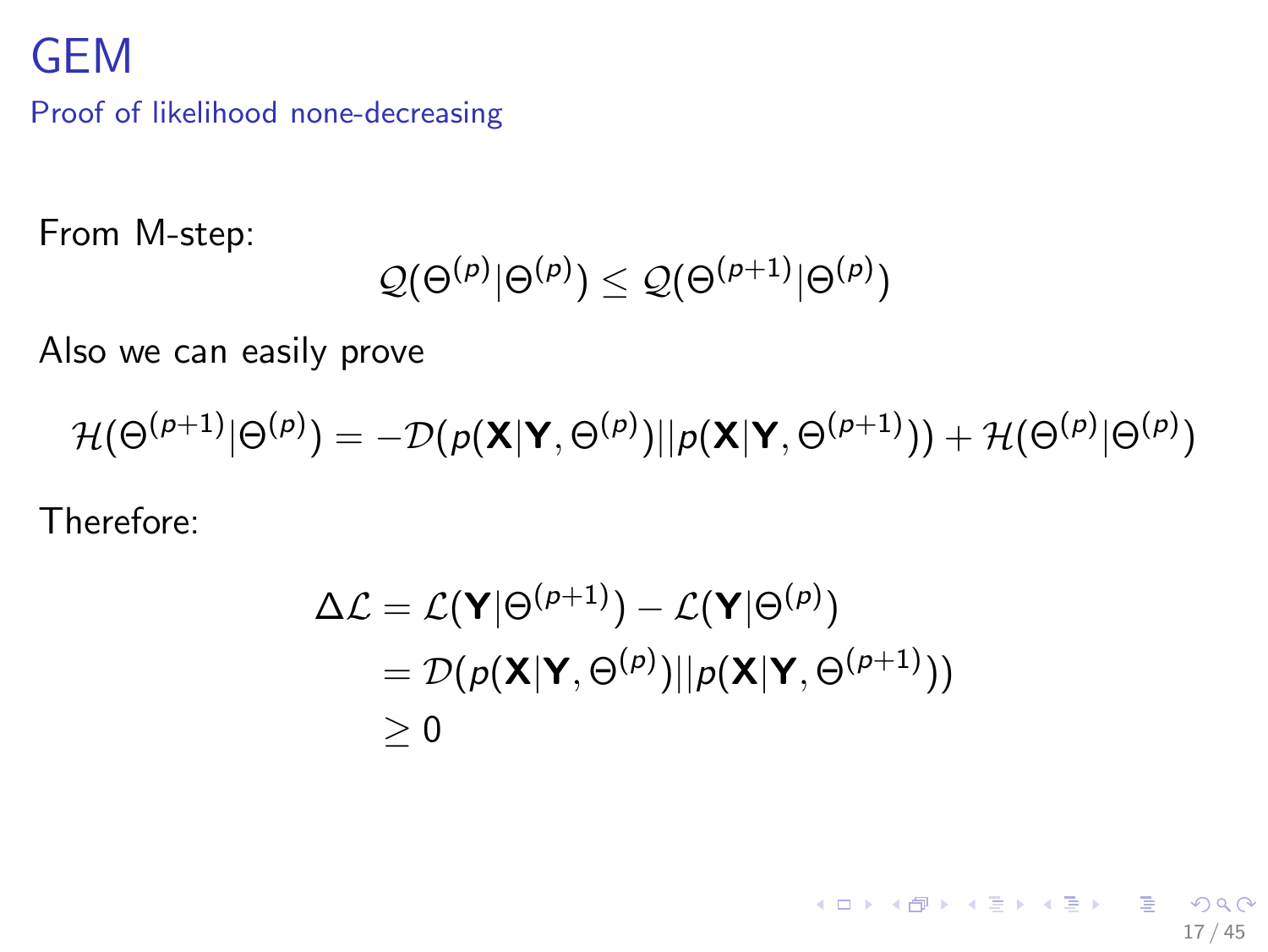# GEM

## Proof of likelihood none-decreasing

From M-step:

$$\mathcal{Q}(\Theta^{(p)}|\Theta^{(p)}) \leq \mathcal{Q}(\Theta^{(p+1)}|\Theta^{(p)})$$

Also we can easily prove

$$\mathcal{H}(\Theta^{(p+1)}|\Theta^{(p)}) = -\mathcal{D}(p(\mathbf{X}|\mathbf{Y}, \Theta^{(p)})||p(\mathbf{X}|\mathbf{Y}, \Theta^{(p+1)})) + \mathcal{H}(\Theta^{(p)}|\Theta^{(p)})$$

Therefore:

$$\begin{aligned}
\Delta\mathcal{L} &= \mathcal{L}(\mathbf{Y}|\Theta^{(p+1)}) - \mathcal{L}(\mathbf{Y}|\Theta^{(p)}) \\
&= \mathcal{D}(p(\mathbf{X}|\mathbf{Y}, \Theta^{(p)})||p(\mathbf{X}|\mathbf{Y}, \Theta^{(p+1)})) \\
&\geq 0
\end{aligned}$$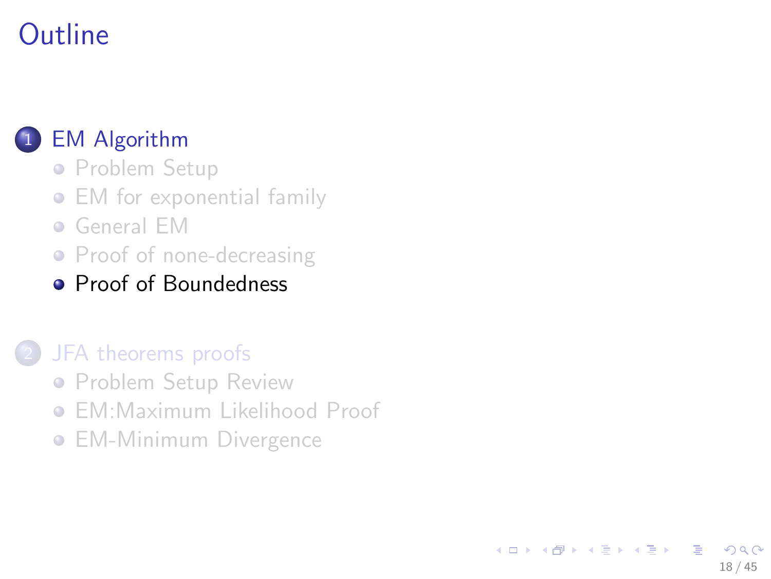# Outline

1. EM Algorithm
   - Problem Setup
   - EM for exponential family
   - General EM
   - Proof of none-decreasing
   - Proof of Boundedness

2. JFA theorems proofs
   - Problem Setup Review
   - EM:Maximum Likelihood Proof
   - EM-Minimum Divergence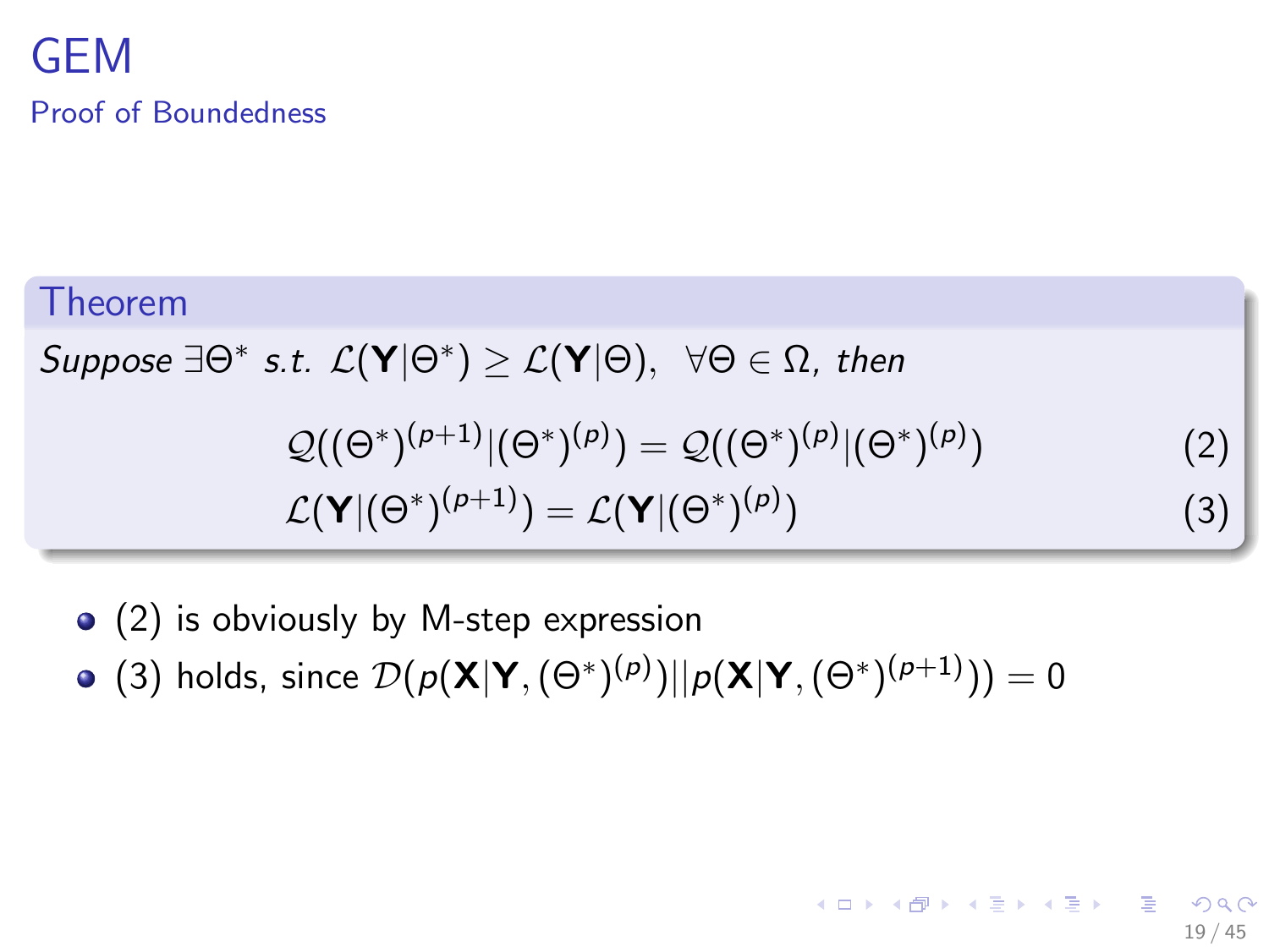# GEM

## Proof of Boundedness

**Theorem**

*Suppose* $\exists \Theta^*$ *s.t.* $\mathcal{L}(\mathbf{Y}|\Theta^*) \geq \mathcal{L}(\mathbf{Y}|\Theta), \ \ \forall \Theta \in \Omega$, *then*

$$\mathcal{Q}((\Theta^*)^{(p+1)}|(\Theta^*)^{(p)}) = \mathcal{Q}((\Theta^*)^{(p)}|(\Theta^*)^{(p)}) \tag{2}$$

$$\mathcal{L}(\mathbf{Y}|(\Theta^*)^{(p+1)}) = \mathcal{L}(\mathbf{Y}|(\Theta^*)^{(p)}) \tag{3}$$

- (2) is obviously by M-step expression
- (3) holds, since $\mathcal{D}(p(\mathbf{X}|\mathbf{Y}, (\Theta^*)^{(p)})||p(\mathbf{X}|\mathbf{Y}, (\Theta^*)^{(p+1)})) = 0$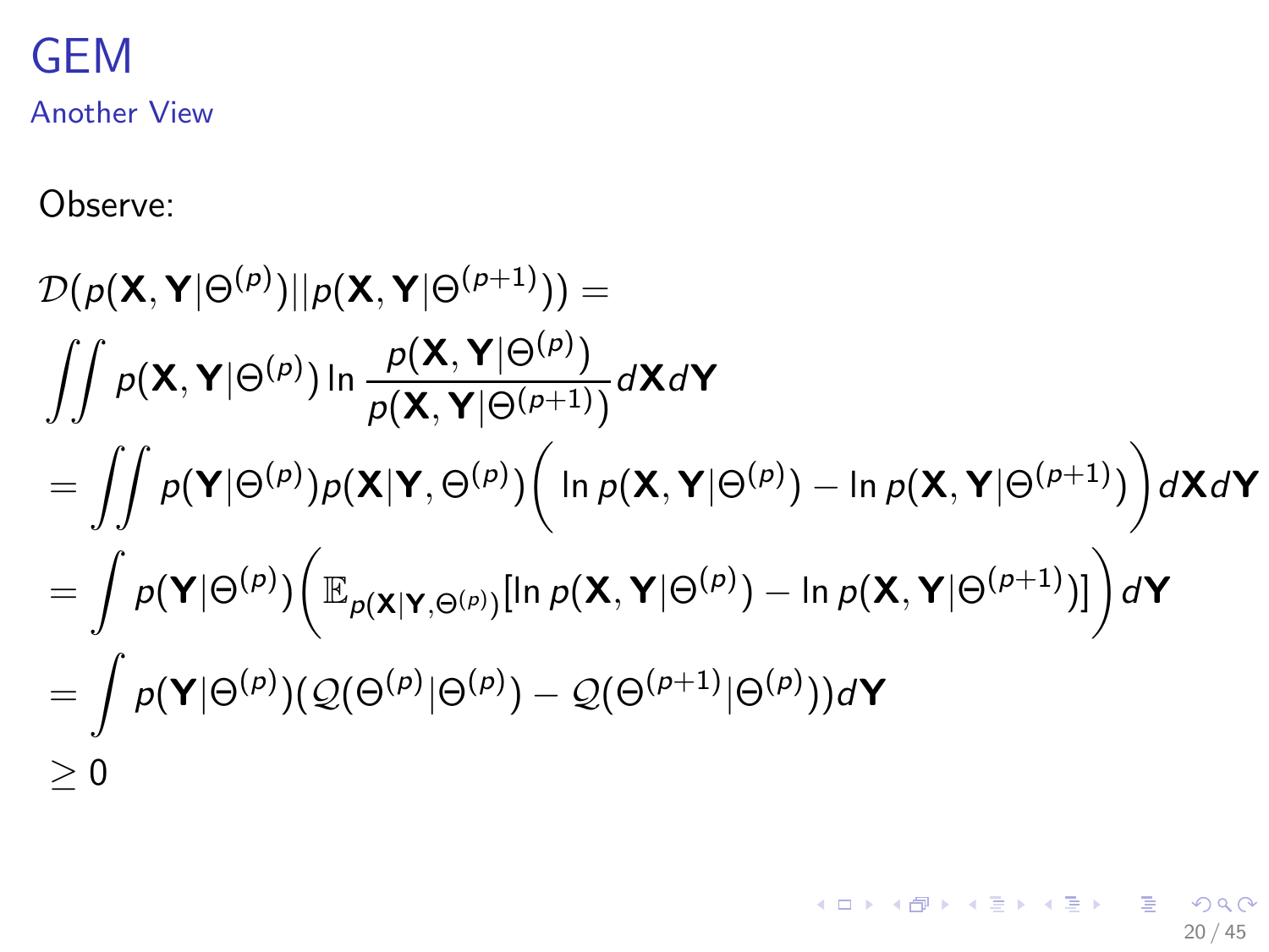# GEM

## Another View

Observe:

$$
\begin{aligned}
&\mathcal{D}(p(\mathbf{X},\mathbf{Y}|\Theta^{(p)})||p(\mathbf{X},\mathbf{Y}|\Theta^{(p+1)})) = \\
&\iint p(\mathbf{X},\mathbf{Y}|\Theta^{(p)}) \ln \frac{p(\mathbf{X},\mathbf{Y}|\Theta^{(p)})}{p(\mathbf{X},\mathbf{Y}|\Theta^{(p+1)})} d\mathbf{X} d\mathbf{Y} \\
&= \iint p(\mathbf{Y}|\Theta^{(p)}) p(\mathbf{X}|\mathbf{Y},\Theta^{(p)}) \Big( \ln p(\mathbf{X},\mathbf{Y}|\Theta^{(p)}) - \ln p(\mathbf{X},\mathbf{Y}|\Theta^{(p+1)}) \Big) d\mathbf{X} d\mathbf{Y} \\
&= \int p(\mathbf{Y}|\Theta^{(p)}) \Big( \mathbb{E}_{p(\mathbf{X}|\mathbf{Y},\Theta^{(p)})} [\ln p(\mathbf{X},\mathbf{Y}|\Theta^{(p)}) - \ln p(\mathbf{X},\mathbf{Y}|\Theta^{(p+1)})] \Big) d\mathbf{Y} \\
&= \int p(\mathbf{Y}|\Theta^{(p)}) (\mathcal{Q}(\Theta^{(p)}|\Theta^{(p)}) - \mathcal{Q}(\Theta^{(p+1)}|\Theta^{(p)})) d\mathbf{Y} \\
&\geq 0
\end{aligned}
$$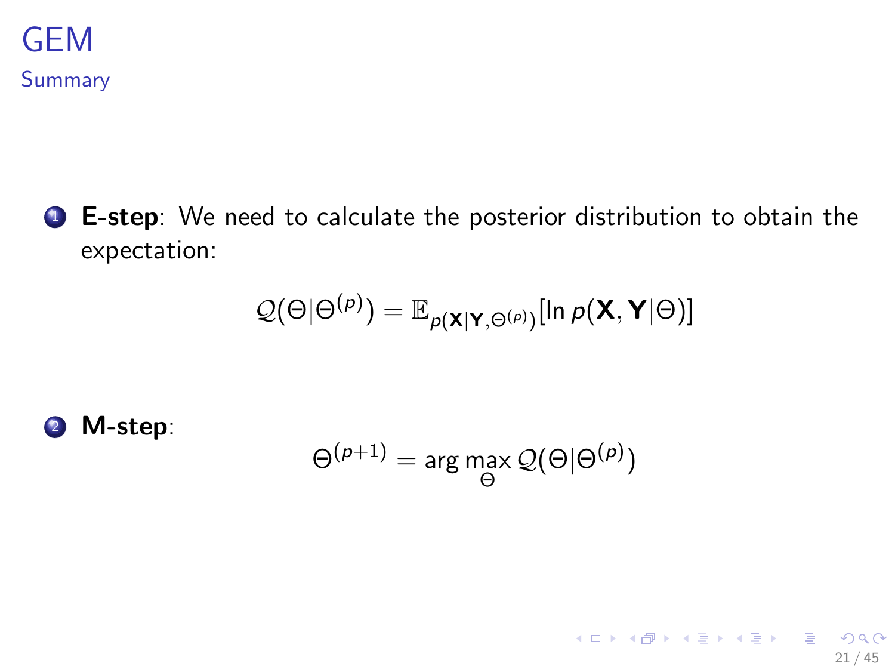# GEM

## Summary

1. **E-step**: We need to calculate the posterior distribution to obtain the expectation:

$$\mathcal{Q}(\Theta|\Theta^{(p)}) = \mathbb{E}_{p(\mathbf{X}|\mathbf{Y},\Theta^{(p)})}[\ln p(\mathbf{X},\mathbf{Y}|\Theta)]$$

2. **M-step**:

$$\Theta^{(p+1)} = \arg\max_{\Theta} \mathcal{Q}(\Theta|\Theta^{(p)})$$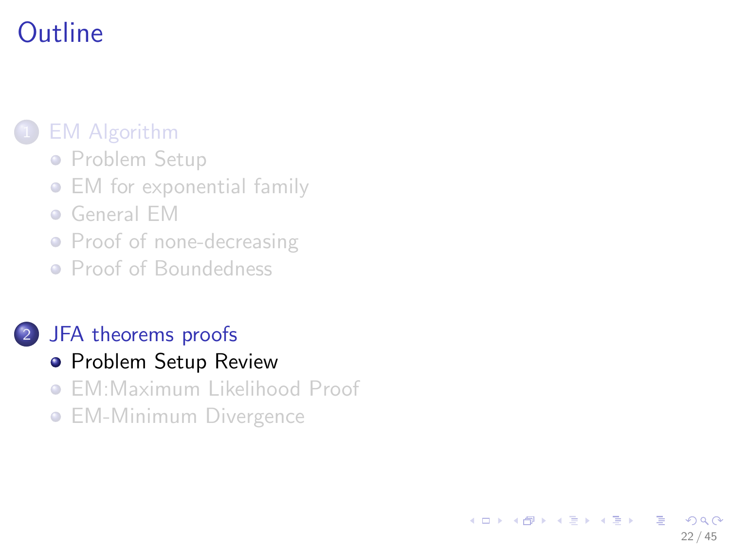# Outline

1. EM Algorithm
   - Problem Setup
   - EM for exponential family
   - General EM
   - Proof of none-decreasing
   - Proof of Boundedness

2. JFA theorems proofs
   - Problem Setup Review
   - EM:Maximum Likelihood Proof
   - EM-Minimum Divergence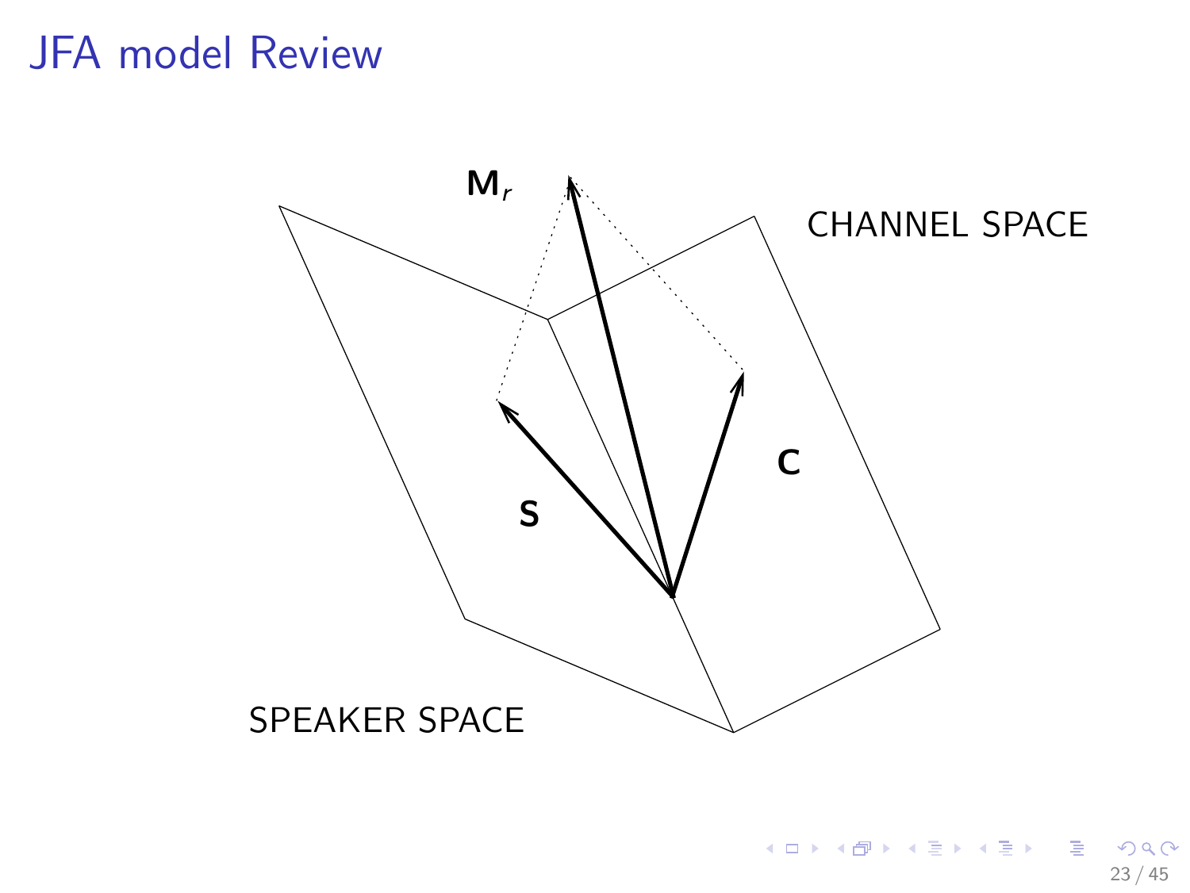# JFA model Review

$\mathbf{M}_r$

CHANNEL SPACE

$\mathbf{C}$

$\mathbf{S}$

SPEAKER SPACE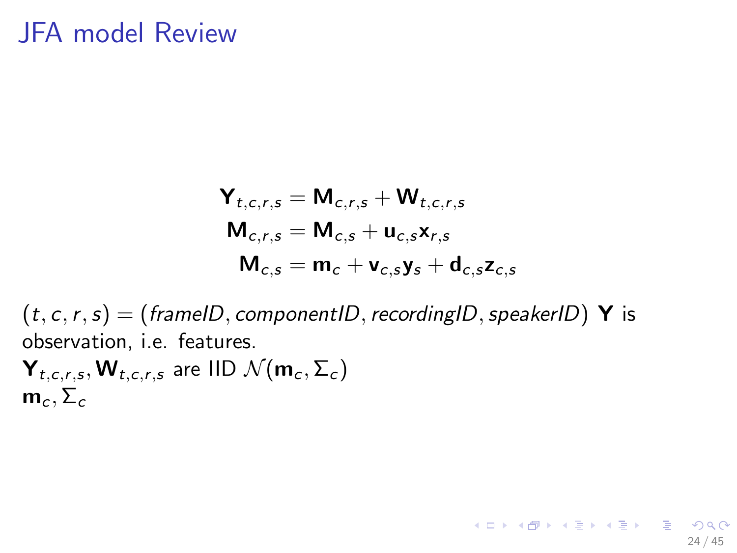# JFA model Review

$$
\begin{aligned}
\mathbf{Y}_{t,c,r,s} &= \mathbf{M}_{c,r,s} + \mathbf{W}_{t,c,r,s} \\
\mathbf{M}_{c,r,s} &= \mathbf{M}_{c,s} + \mathbf{u}_{c,s}\mathbf{x}_{r,s} \\
\mathbf{M}_{c,s} &= \mathbf{m}_c + \mathbf{v}_{c,s}\mathbf{y}_s + \mathbf{d}_{c,s}\mathbf{z}_{c,s}
\end{aligned}
$$

$(t, c, r, s) = (\mathit{frameID}, \mathit{componentID}, \mathit{recordingID}, \mathit{speakerID})$ $\mathbf{Y}$ is observation, i.e. features.

$\mathbf{Y}_{t,c,r,s}, \mathbf{W}_{t,c,r,s}$ are IID $\mathcal{N}(\mathbf{m}_c, \Sigma_c)$

$\mathbf{m}_c, \Sigma_c$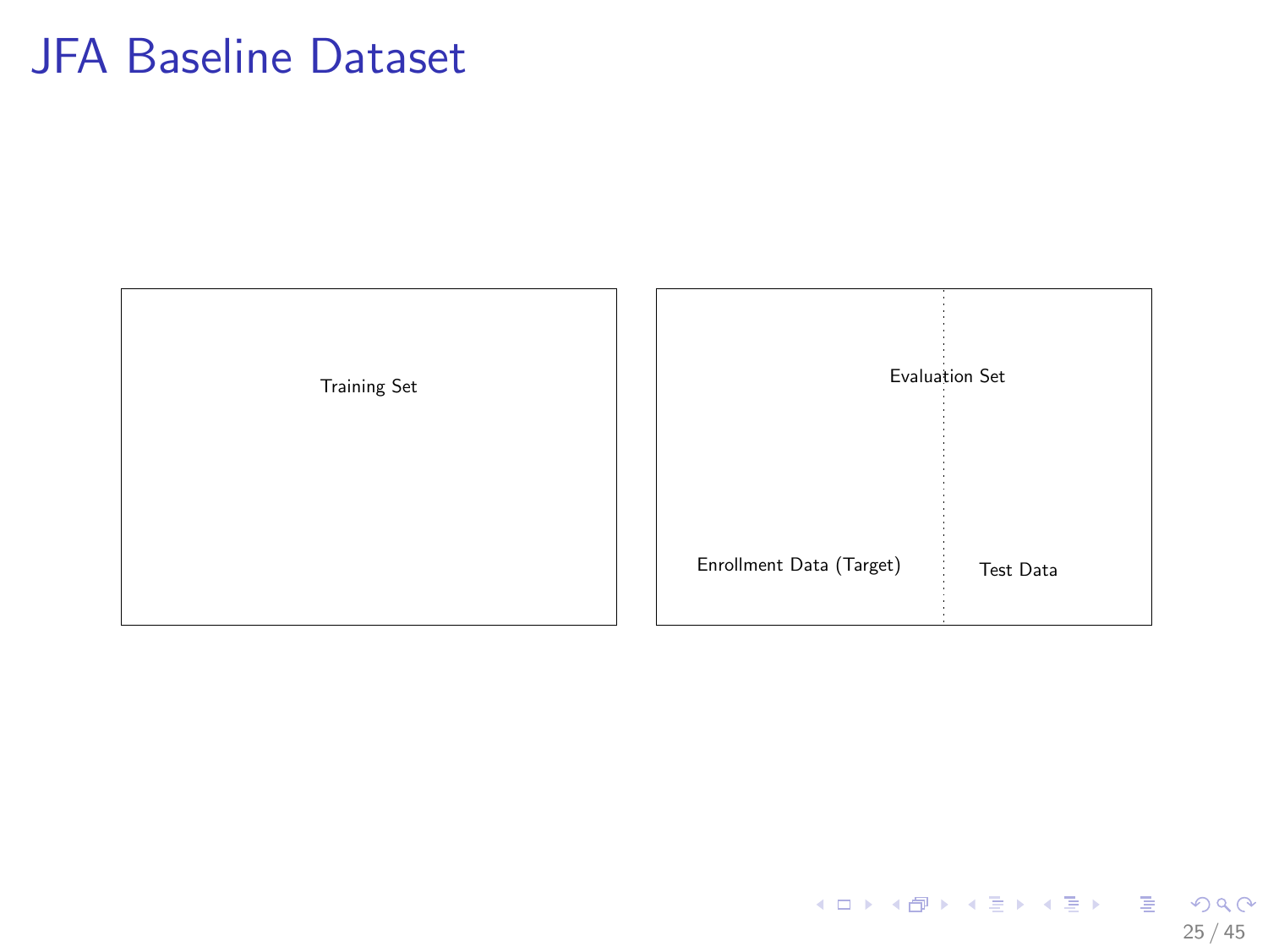# JFA Baseline Dataset

Training Set

Evaluation Set

Enrollment Data (Target)

Test Data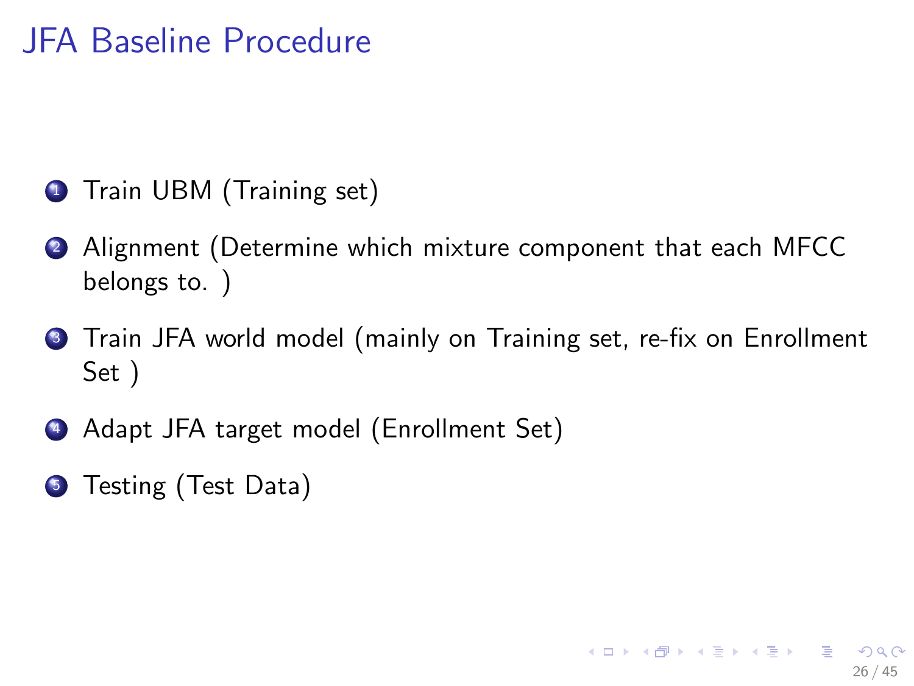# JFA Baseline Procedure

1. Train UBM (Training set)
2. Alignment (Determine which mixture component that each MFCC belongs to. )
3. Train JFA world model (mainly on Training set, re-fix on Enrollment Set )
4. Adapt JFA target model (Enrollment Set)
5. Testing (Test Data)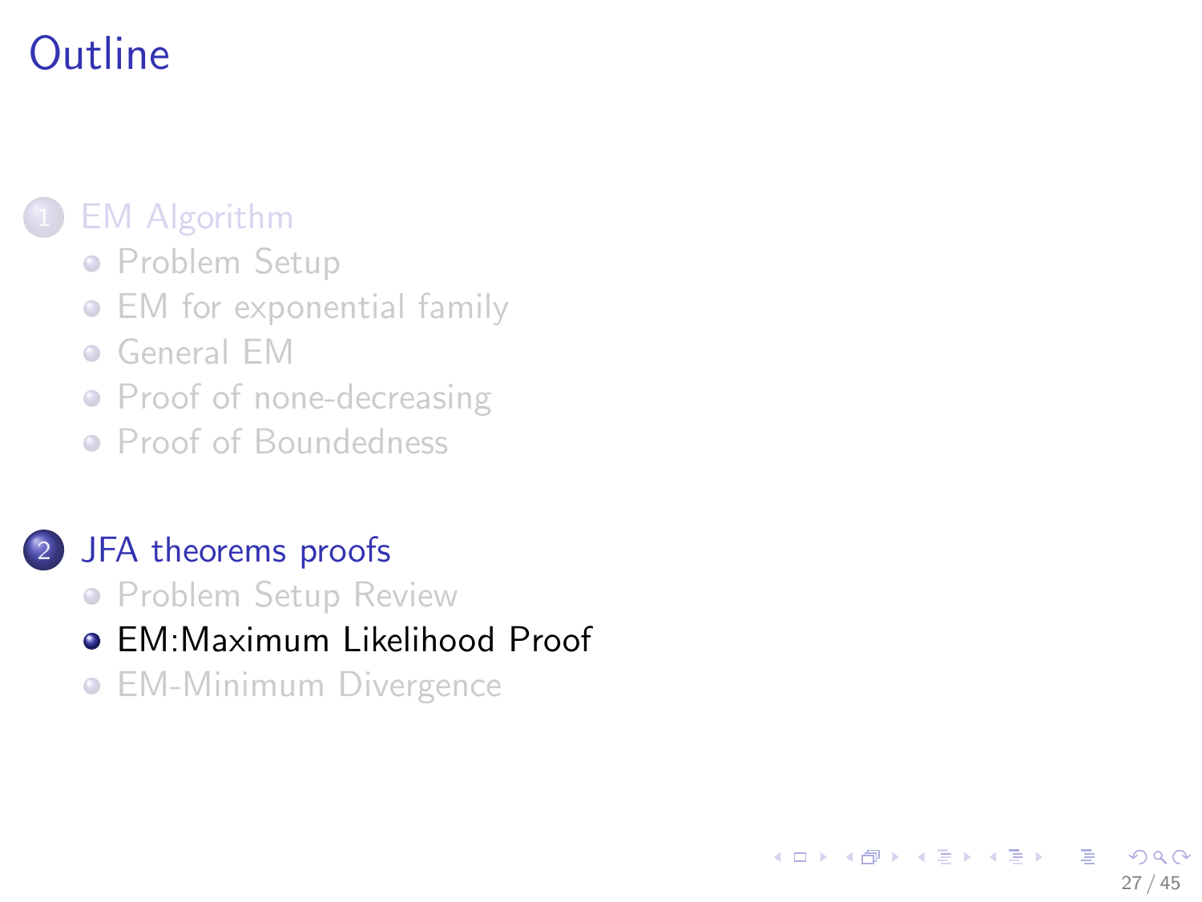# Outline

1. EM Algorithm
   - Problem Setup
   - EM for exponential family
   - General EM
   - Proof of none-decreasing
   - Proof of Boundedness

2. JFA theorems proofs
   - Problem Setup Review
   - EM:Maximum Likelihood Proof
   - EM-Minimum Divergence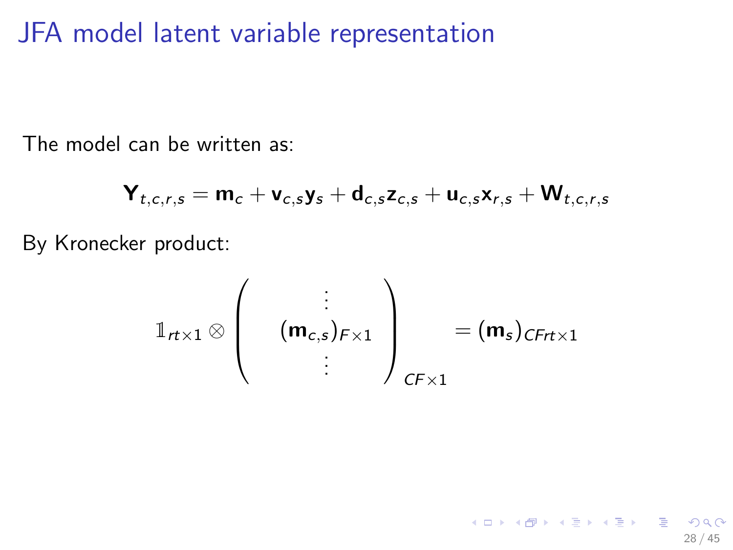# JFA model latent variable representation

The model can be written as:

$$\mathbf{Y}_{t,c,r,s} = \mathbf{m}_c + \mathbf{v}_{c,s}\mathbf{y}_s + \mathbf{d}_{c,s}\mathbf{z}_{c,s} + \mathbf{u}_{c,s}\mathbf{x}_{r,s} + \mathbf{W}_{t,c,r,s}$$

By Kronecker product:

$$\mathbb{1}_{rt\times 1} \otimes \begin{pmatrix} \vdots \\ (\mathbf{m}_{c,s})_{F\times 1} \\ \vdots \end{pmatrix}_{CF\times 1} = (\mathbf{m}_s)_{CFrt\times 1}$$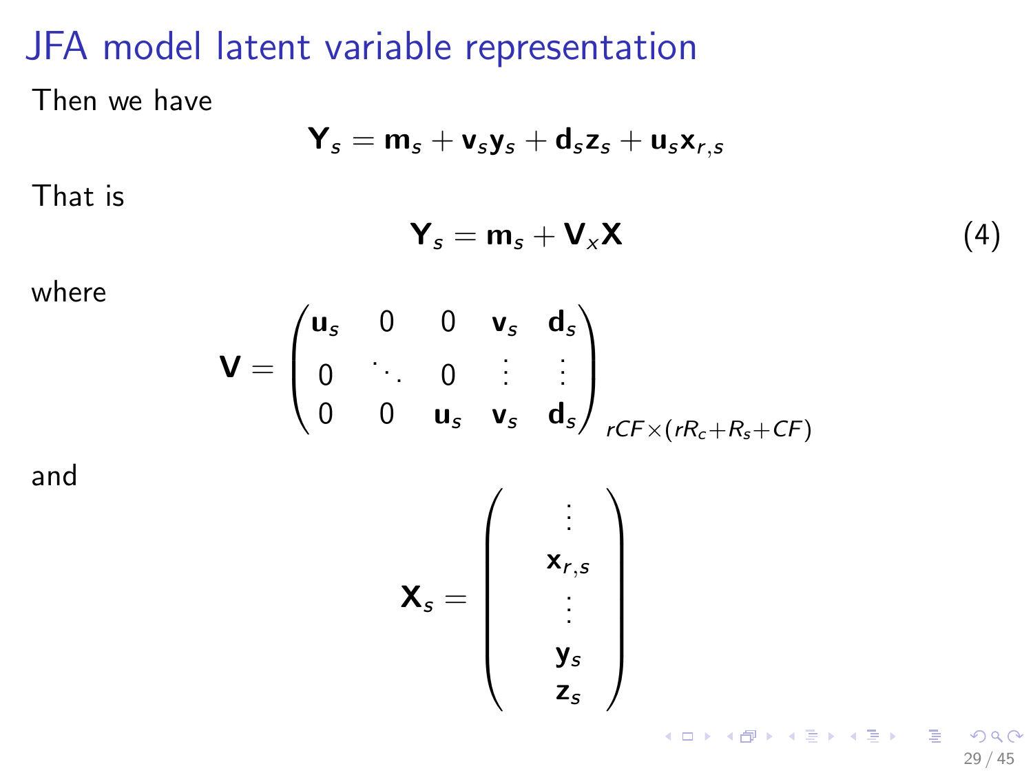# JFA model latent variable representation

Then we have

$$\mathbf{Y}_s = \mathbf{m}_s + \mathbf{v}_s \mathbf{y}_s + \mathbf{d}_s \mathbf{z}_s + \mathbf{u}_s \mathbf{x}_{r,s}$$

That is

$$\mathbf{Y}_s = \mathbf{m}_s + \mathbf{V}_x \mathbf{X} \tag{4}$$

where

$$\mathbf{V} = \begin{pmatrix} \mathbf{u}_s & 0 & 0 & \mathbf{v}_s & \mathbf{d}_s \\ 0 & \ddots & 0 & \vdots & \vdots \\ 0 & 0 & \mathbf{u}_s & \mathbf{v}_s & \mathbf{d}_s \end{pmatrix}_{rCF \times (rR_c + R_s + CF)}$$

and

$$\mathbf{X}_s = \begin{pmatrix} \vdots \\ \mathbf{x}_{r,s} \\ \vdots \\ \mathbf{y}_s \\ \mathbf{z}_s \end{pmatrix}$$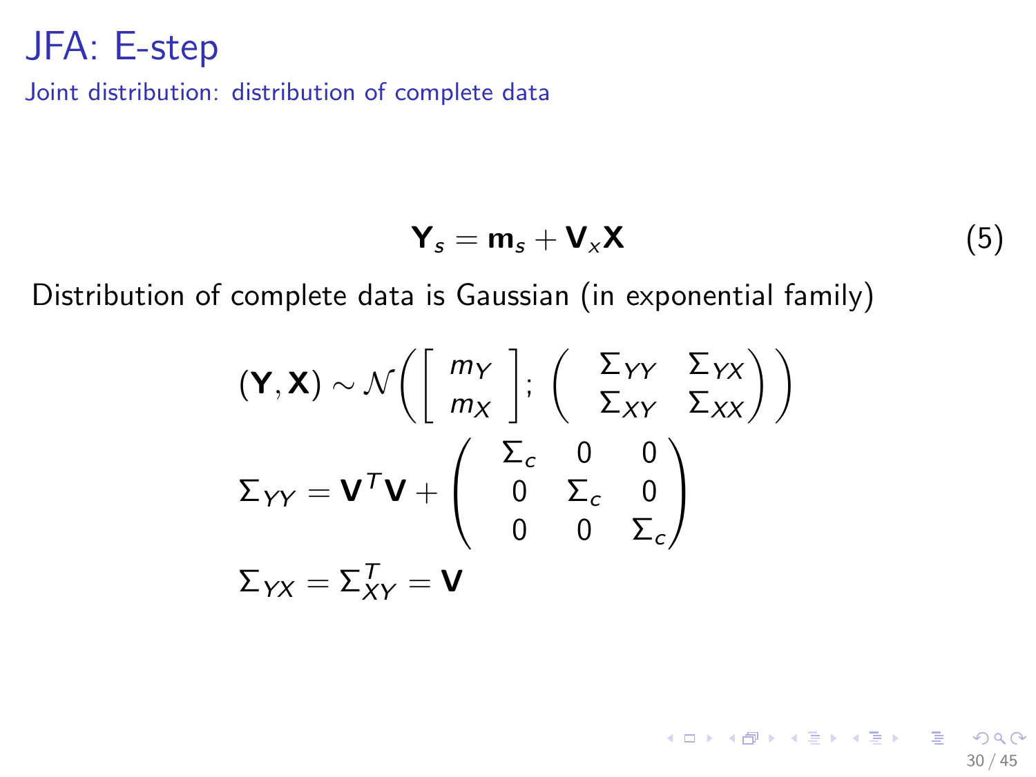# JFA: E-step

## Joint distribution: distribution of complete data

$$\mathbf{Y}_s = \mathbf{m}_s + \mathbf{V}_x\mathbf{X} \tag{5}$$

Distribution of complete data is Gaussian (in exponential family)

$$(\mathbf{Y}, \mathbf{X}) \sim \mathcal{N}\left(\begin{bmatrix} m_Y \\ m_X \end{bmatrix}; \begin{pmatrix} \Sigma_{YY} & \Sigma_{YX} \\ \Sigma_{XY} & \Sigma_{XX} \end{pmatrix}\right)$$

$$\Sigma_{YY} = \mathbf{V}^T\mathbf{V} + \begin{pmatrix} \Sigma_c & 0 & 0 \\ 0 & \Sigma_c & 0 \\ 0 & 0 & \Sigma_c \end{pmatrix}$$

$$\Sigma_{YX} = \Sigma_{XY}^T = \mathbf{V}$$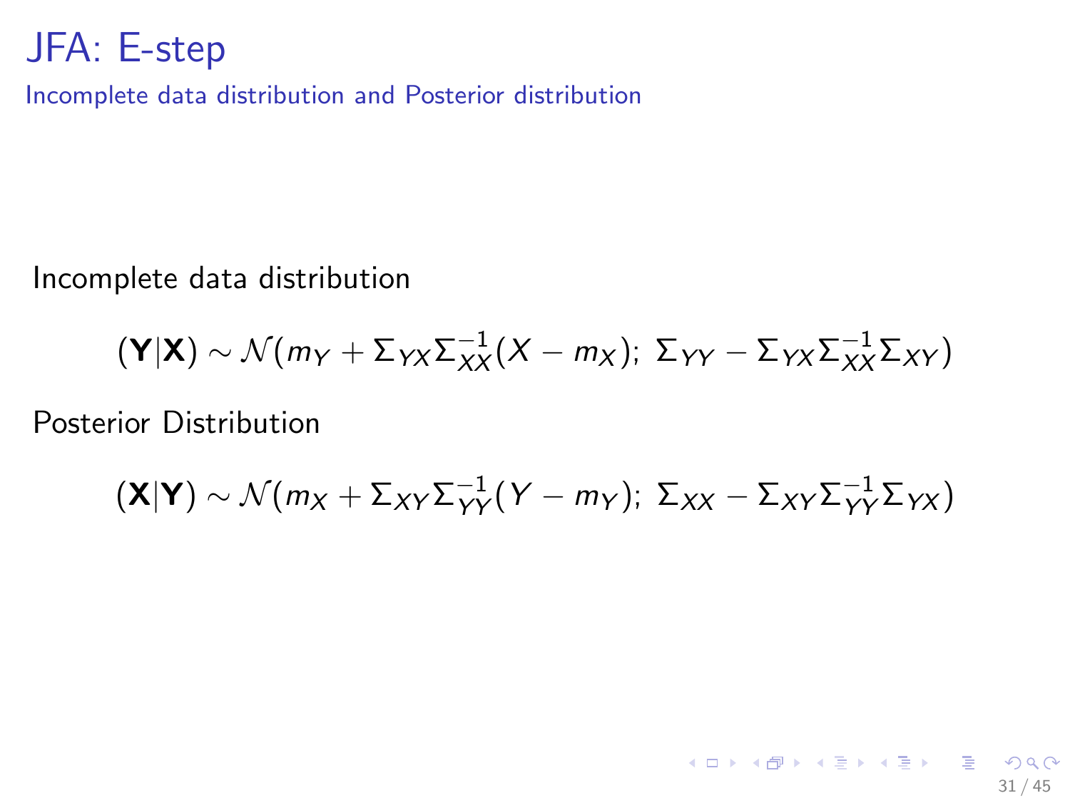# JFA: E-step

## Incomplete data distribution and Posterior distribution

Incomplete data distribution

$$(\mathbf{Y}|\mathbf{X}) \sim \mathcal{N}(m_Y + \Sigma_{YX}\Sigma_{XX}^{-1}(X - m_X);\ \Sigma_{YY} - \Sigma_{YX}\Sigma_{XX}^{-1}\Sigma_{XY})$$

Posterior Distribution

$$(\mathbf{X}|\mathbf{Y}) \sim \mathcal{N}(m_X + \Sigma_{XY}\Sigma_{YY}^{-1}(Y - m_Y);\ \Sigma_{XX} - \Sigma_{XY}\Sigma_{YY}^{-1}\Sigma_{YX})$$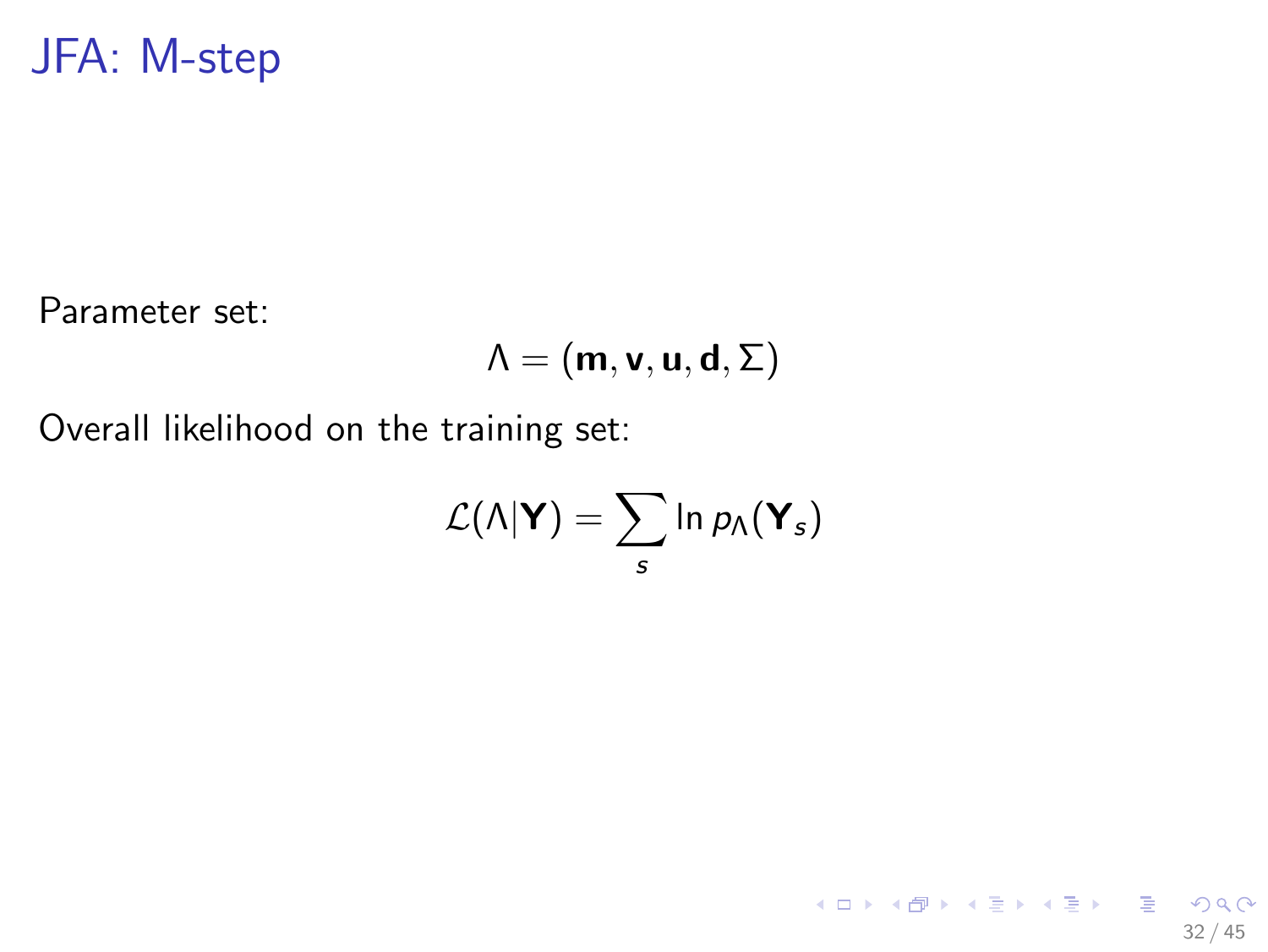# JFA: M-step

Parameter set:

$$\Lambda = (\mathbf{m}, \mathbf{v}, \mathbf{u}, \mathbf{d}, \Sigma)$$

Overall likelihood on the training set:

$$\mathcal{L}(\Lambda|\mathbf{Y}) = \sum_{s} \ln p_{\Lambda}(\mathbf{Y}_s)$$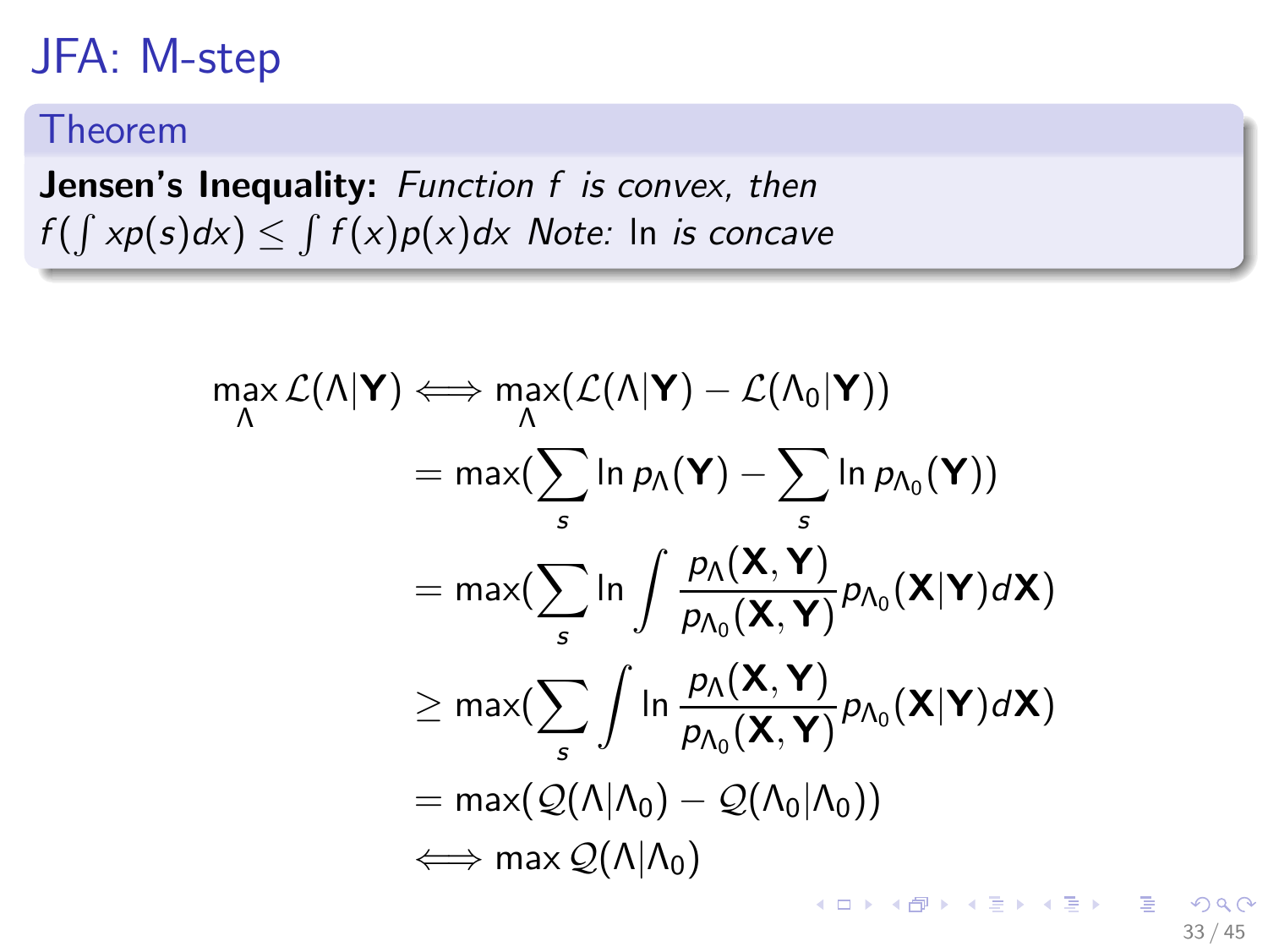# JFA: M-step

**Theorem**

**Jensen's Inequality:** *Function $f$ is convex, then $f(\int xp(s)dx) \leq \int f(x)p(x)dx$ Note:* ln *is concave*

$$
\begin{aligned}
\max_{\Lambda} \mathcal{L}(\Lambda|\mathbf{Y}) \iff & \max_{\Lambda}(\mathcal{L}(\Lambda|\mathbf{Y}) - \mathcal{L}(\Lambda_0|\mathbf{Y})) \\
&= \max(\sum_s \ln p_{\Lambda}(\mathbf{Y}) - \sum_s \ln p_{\Lambda_0}(\mathbf{Y})) \\
&= \max(\sum_s \ln \int \frac{p_{\Lambda}(\mathbf{X},\mathbf{Y})}{p_{\Lambda_0}(\mathbf{X},\mathbf{Y})} p_{\Lambda_0}(\mathbf{X}|\mathbf{Y}) d\mathbf{X}) \\
&\geq \max(\sum_s \int \ln \frac{p_{\Lambda}(\mathbf{X},\mathbf{Y})}{p_{\Lambda_0}(\mathbf{X},\mathbf{Y})} p_{\Lambda_0}(\mathbf{X}|\mathbf{Y}) d\mathbf{X}) \\
&= \max(\mathcal{Q}(\Lambda|\Lambda_0) - \mathcal{Q}(\Lambda_0|\Lambda_0)) \\
&\iff \max \mathcal{Q}(\Lambda|\Lambda_0)
\end{aligned}
$$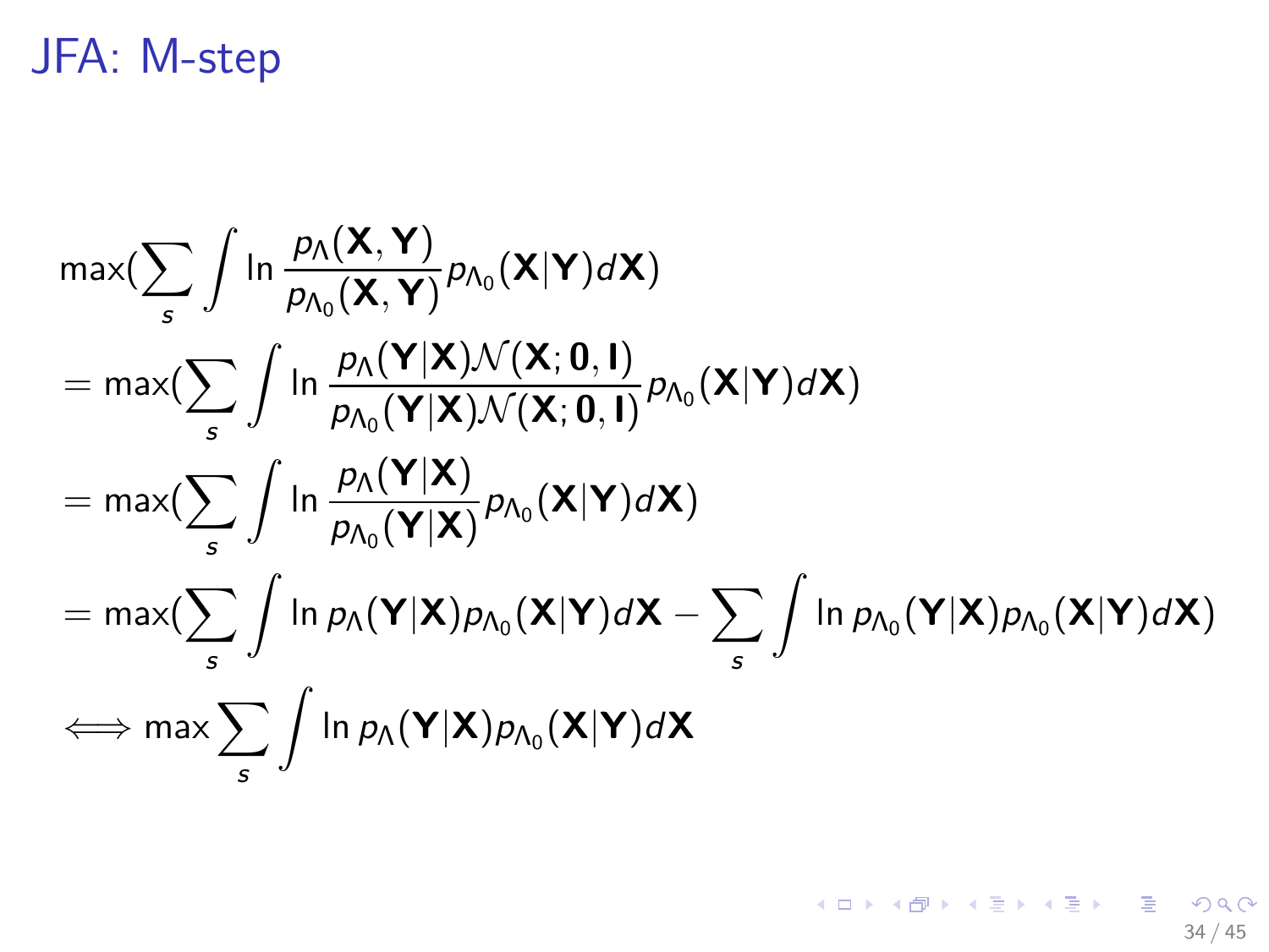# JFA: M-step

$$
\begin{aligned}
&\max\left(\sum_s \int \ln \frac{p_\Lambda(\mathbf{X}, \mathbf{Y})}{p_{\Lambda_0}(\mathbf{X}, \mathbf{Y})} p_{\Lambda_0}(\mathbf{X}|\mathbf{Y}) d\mathbf{X}\right) \\
&= \max\left(\sum_s \int \ln \frac{p_\Lambda(\mathbf{Y}|\mathbf{X}) \mathcal{N}(\mathbf{X}; \mathbf{0}, \mathbf{I})}{p_{\Lambda_0}(\mathbf{Y}|\mathbf{X}) \mathcal{N}(\mathbf{X}; \mathbf{0}, \mathbf{I})} p_{\Lambda_0}(\mathbf{X}|\mathbf{Y}) d\mathbf{X}\right) \\
&= \max\left(\sum_s \int \ln \frac{p_\Lambda(\mathbf{Y}|\mathbf{X})}{p_{\Lambda_0}(\mathbf{Y}|\mathbf{X})} p_{\Lambda_0}(\mathbf{X}|\mathbf{Y}) d\mathbf{X}\right) \\
&= \max\left(\sum_s \int \ln p_\Lambda(\mathbf{Y}|\mathbf{X}) p_{\Lambda_0}(\mathbf{X}|\mathbf{Y}) d\mathbf{X} - \sum_s \int \ln p_{\Lambda_0}(\mathbf{Y}|\mathbf{X}) p_{\Lambda_0}(\mathbf{X}|\mathbf{Y}) d\mathbf{X}\right) \\
&\Longleftrightarrow \max \sum_s \int \ln p_\Lambda(\mathbf{Y}|\mathbf{X}) p_{\Lambda_0}(\mathbf{X}|\mathbf{Y}) d\mathbf{X}
\end{aligned}
$$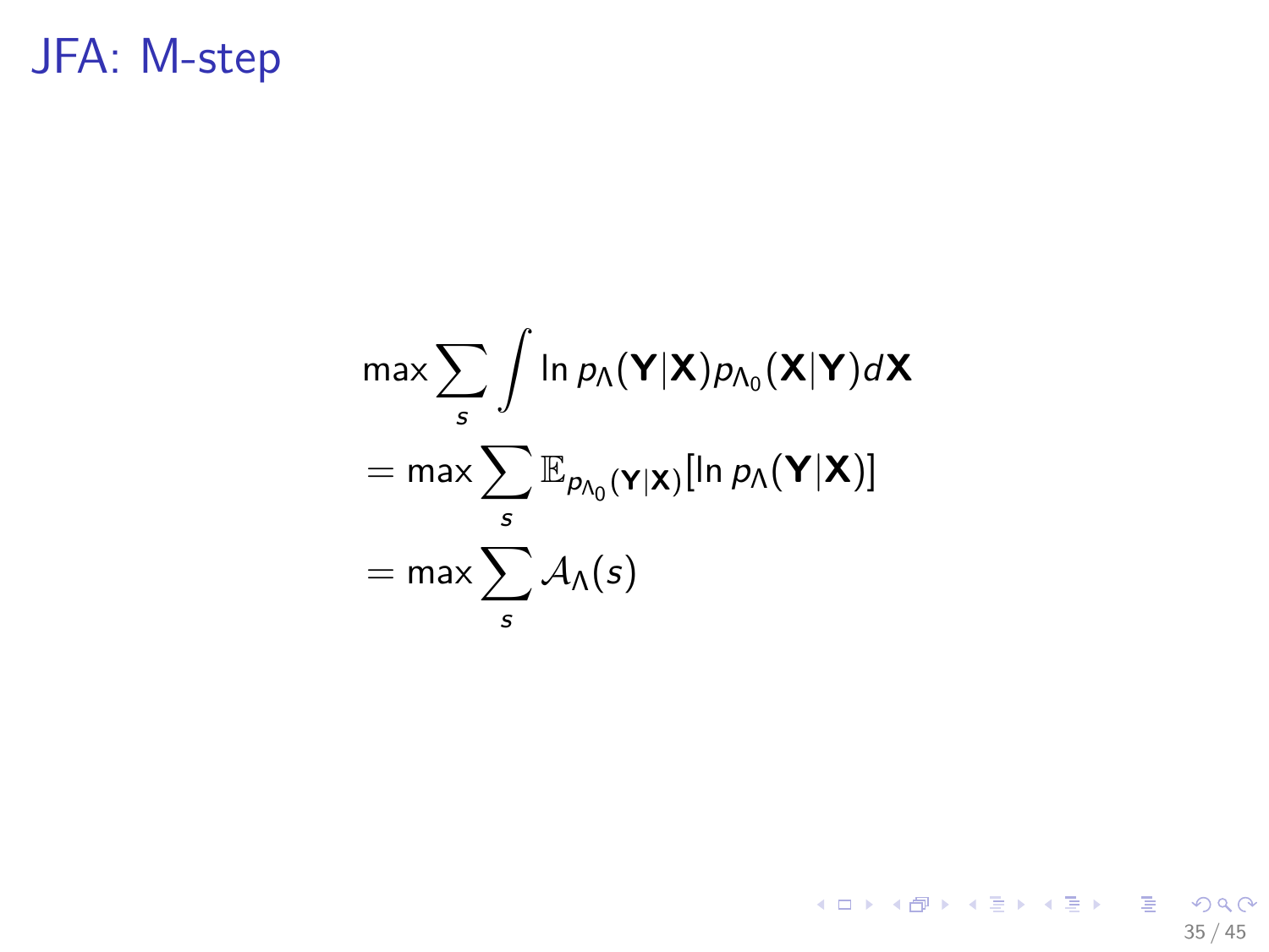# JFA: M-step

$$
\begin{aligned}
&\max \sum_s \int \ln p_\Lambda(\mathbf{Y}|\mathbf{X}) p_{\Lambda_0}(\mathbf{X}|\mathbf{Y}) d\mathbf{X} \\
&= \max \sum_s \mathbb{E}_{p_{\Lambda_0}(\mathbf{Y}|\mathbf{X})}[\ln p_\Lambda(\mathbf{Y}|\mathbf{X})] \\
&= \max \sum_s \mathcal{A}_\Lambda(s)
\end{aligned}
$$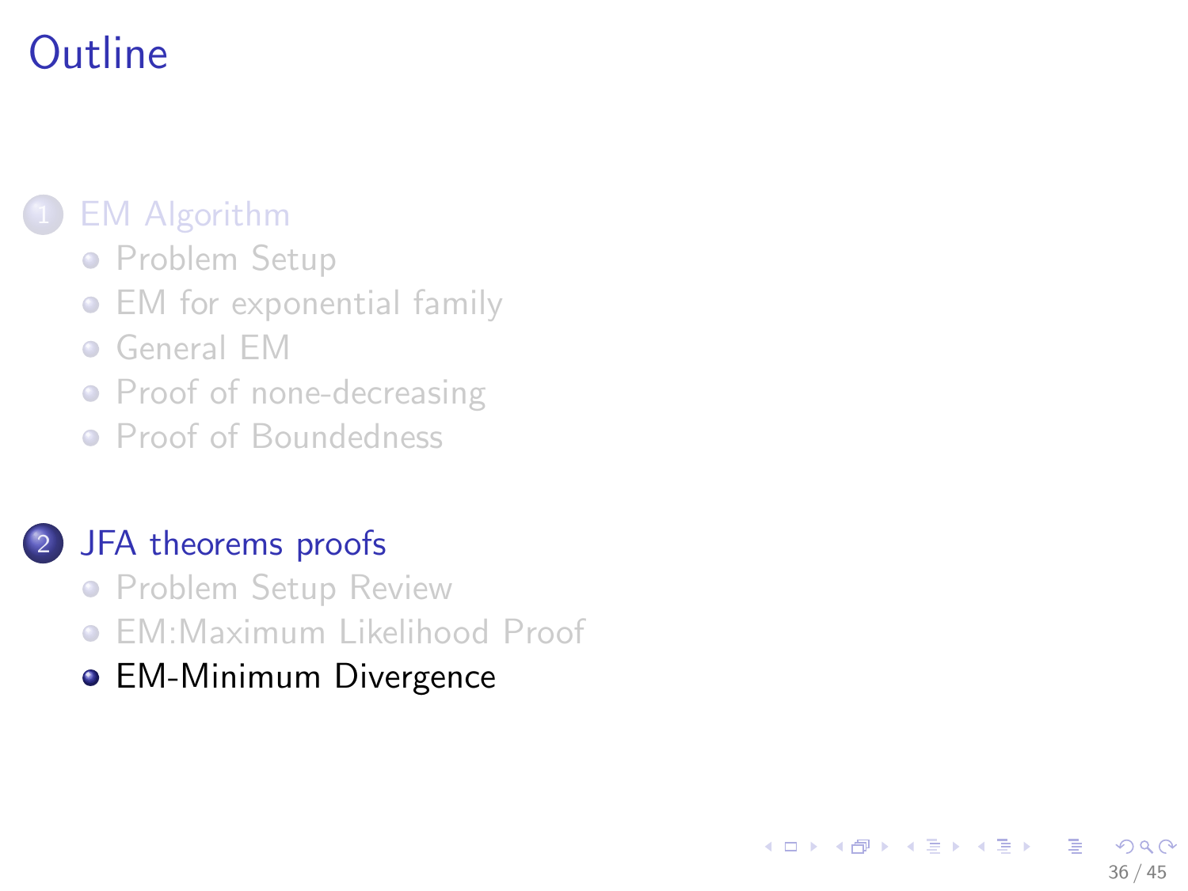# Outline

1. EM Algorithm
   - Problem Setup
   - EM for exponential family
   - General EM
   - Proof of none-decreasing
   - Proof of Boundedness

2. JFA theorems proofs
   - Problem Setup Review
   - EM:Maximum Likelihood Proof
   - EM-Minimum Divergence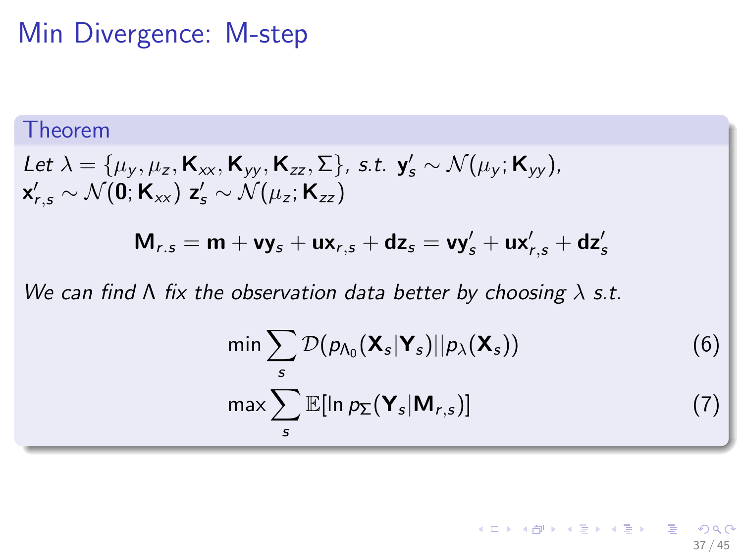# Min Divergence: M-step

**Theorem**

*Let* $\lambda = \{\mu_y, \mu_z, \mathbf{K}_{xx}, \mathbf{K}_{yy}, \mathbf{K}_{zz}, \Sigma\}$, *s.t.* $\mathbf{y}'_s \sim \mathcal{N}(\mu_y; \mathbf{K}_{yy})$, $\mathbf{x}'_{r,s} \sim \mathcal{N}(\mathbf{0}; \mathbf{K}_{xx})$ $\mathbf{z}'_s \sim \mathcal{N}(\mu_z; \mathbf{K}_{zz})$

$$\mathbf{M}_{r.s} = \mathbf{m} + \mathbf{v}\mathbf{y}_s + \mathbf{u}\mathbf{x}_{r,s} + \mathbf{d}\mathbf{z}_s = \mathbf{v}\mathbf{y}'_s + \mathbf{u}\mathbf{x}'_{r,s} + \mathbf{d}\mathbf{z}'_s$$

*We can find* $\Lambda$ *fix the observation data better by choosing* $\lambda$ *s.t.*

$$\min \sum_s \mathcal{D}(p_{\Lambda_0}(\mathbf{X}_s|\mathbf{Y}_s)||p_\lambda(\mathbf{X}_s)) \tag{6}$$

$$\max \sum_s \mathbb{E}[\ln p_\Sigma(\mathbf{Y}_s|\mathbf{M}_{r,s})] \tag{7}$$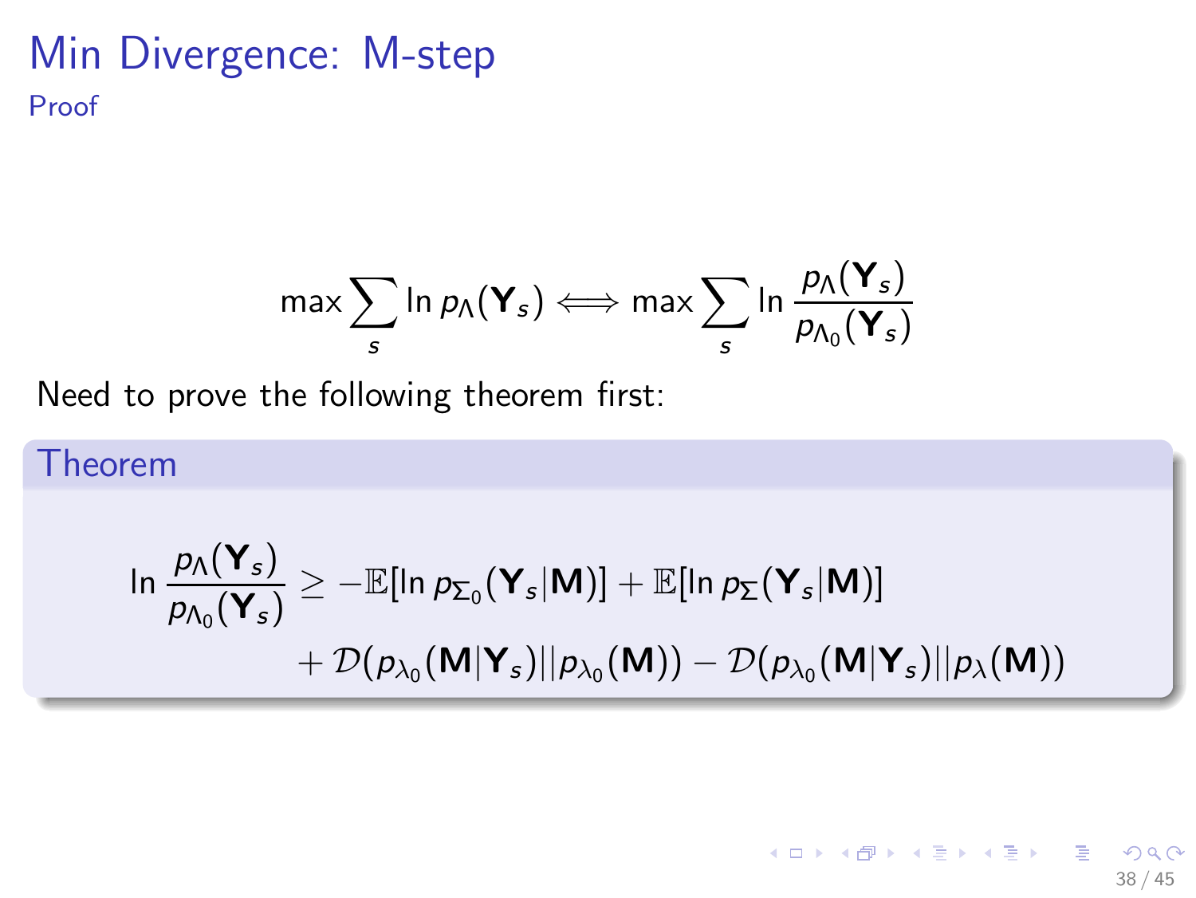# Min Divergence: M-step

## Proof

$$\max \sum_s \ln p_\Lambda(\mathbf{Y}_s) \Longleftrightarrow \max \sum_s \ln \frac{p_\Lambda(\mathbf{Y}_s)}{p_{\Lambda_0}(\mathbf{Y}_s)}$$

Need to prove the following theorem first:

### Theorem

$$\ln \frac{p_\Lambda(\mathbf{Y}_s)}{p_{\Lambda_0}(\mathbf{Y}_s)} \geq -\mathbb{E}[\ln p_{\Sigma_0}(\mathbf{Y}_s|\mathbf{M})] + \mathbb{E}[\ln p_\Sigma(\mathbf{Y}_s|\mathbf{M})]$$
$$+ \mathcal{D}(p_{\lambda_0}(\mathbf{M}|\mathbf{Y}_s)||p_{\lambda_0}(\mathbf{M})) - \mathcal{D}(p_{\lambda_0}(\mathbf{M}|\mathbf{Y}_s)||p_\lambda(\mathbf{M}))$$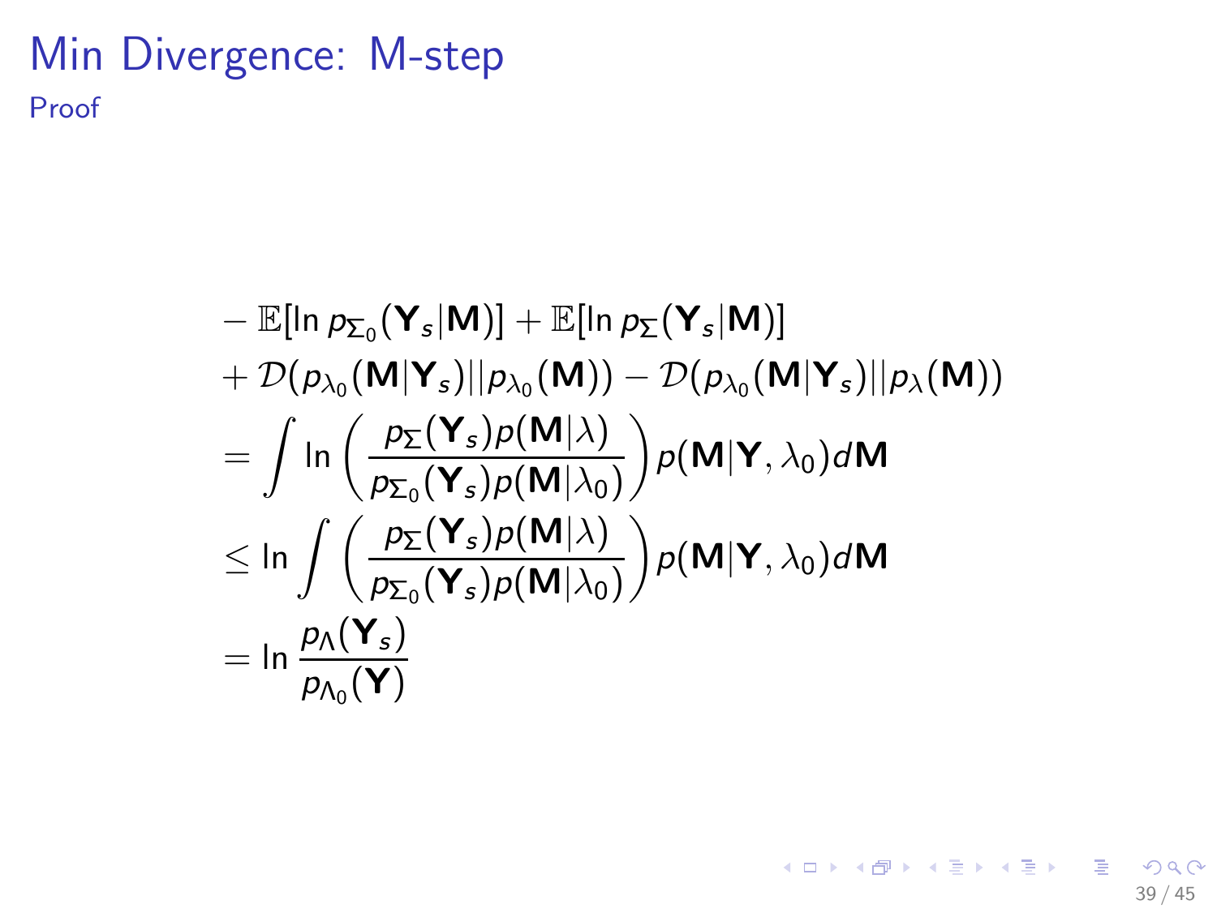# Min Divergence: M-step

## Proof

$$
\begin{aligned}
& - \mathbb{E}[\ln p_{\Sigma_0}(\mathbf{Y}_s|\mathbf{M})] + \mathbb{E}[\ln p_{\Sigma}(\mathbf{Y}_s|\mathbf{M})] \\
& + \mathcal{D}(p_{\lambda_0}(\mathbf{M}|\mathbf{Y}_s)||p_{\lambda_0}(\mathbf{M})) - \mathcal{D}(p_{\lambda_0}(\mathbf{M}|\mathbf{Y}_s)||p_{\lambda}(\mathbf{M})) \\
& = \int \ln \left( \frac{p_{\Sigma}(\mathbf{Y}_s) p(\mathbf{M}|\lambda)}{p_{\Sigma_0}(\mathbf{Y}_s) p(\mathbf{M}|\lambda_0)} \right) p(\mathbf{M}|\mathbf{Y}, \lambda_0) d\mathbf{M} \\
& \leq \ln \int \left( \frac{p_{\Sigma}(\mathbf{Y}_s) p(\mathbf{M}|\lambda)}{p_{\Sigma_0}(\mathbf{Y}_s) p(\mathbf{M}|\lambda_0)} \right) p(\mathbf{M}|\mathbf{Y}, \lambda_0) d\mathbf{M} \\
& = \ln \frac{p_{\Lambda}(\mathbf{Y}_s)}{p_{\Lambda_0}(\mathbf{Y})}
\end{aligned}
$$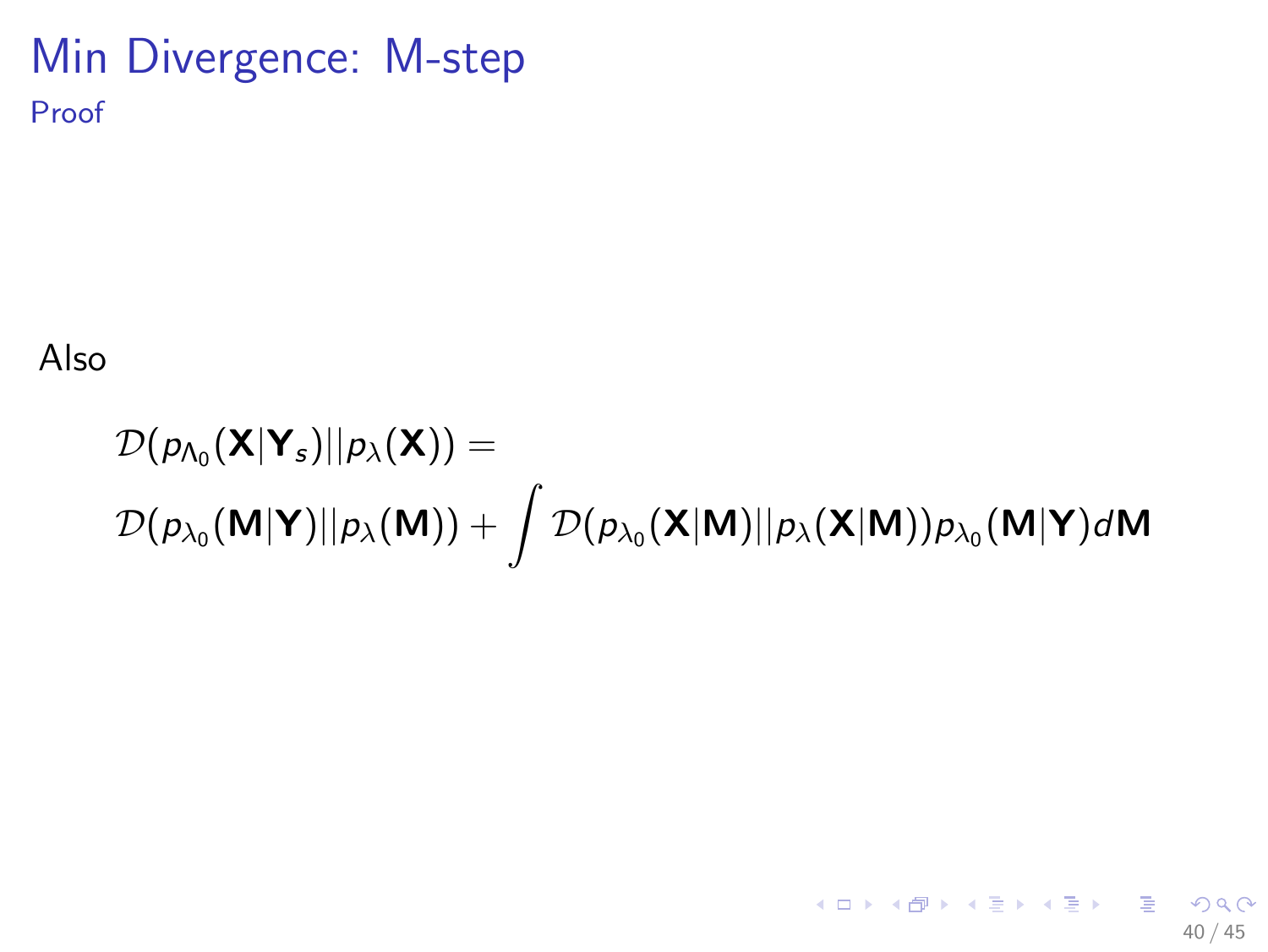# Min Divergence: M-step

## Proof

Also

$$
\begin{aligned}
&\mathcal{D}(p_{\Lambda_0}(\mathbf{X}|\mathbf{Y}_s)||p_\lambda(\mathbf{X})) = \\
&\mathcal{D}(p_{\lambda_0}(\mathbf{M}|\mathbf{Y})||p_\lambda(\mathbf{M})) + \int \mathcal{D}(p_{\lambda_0}(\mathbf{X}|\mathbf{M})||p_\lambda(\mathbf{X}|\mathbf{M}))p_{\lambda_0}(\mathbf{M}|\mathbf{Y})d\mathbf{M}
\end{aligned}
$$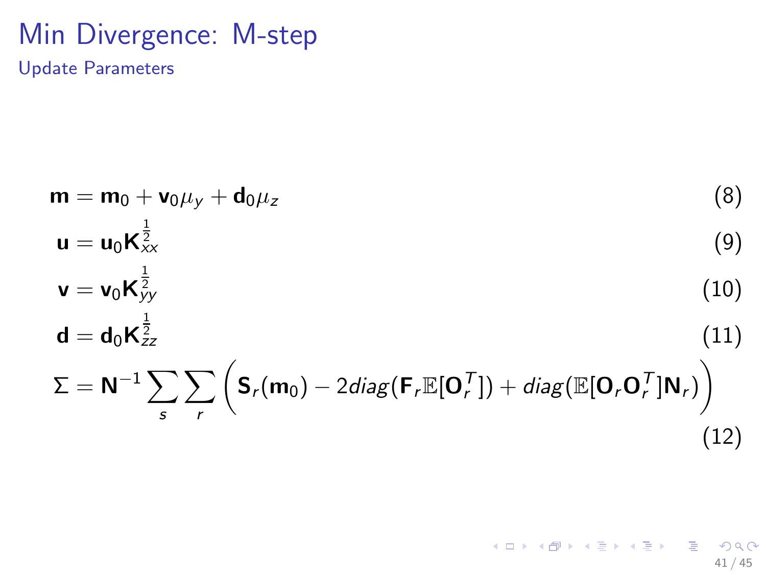# Min Divergence: M-step

## Update Parameters

$$\mathbf{m} = \mathbf{m}_0 + \mathbf{v}_0 \mu_y + \mathbf{d}_0 \mu_z \tag{8}$$

$$\mathbf{u} = \mathbf{u}_0 \mathbf{K}_{xx}^{\frac{1}{2}} \tag{9}$$

$$\mathbf{v} = \mathbf{v}_0 \mathbf{K}_{yy}^{\frac{1}{2}} \tag{10}$$

$$\mathbf{d} = \mathbf{d}_0 \mathbf{K}_{zz}^{\frac{1}{2}} \tag{11}$$

$$\Sigma = \mathbf{N}^{-1} \sum_s \sum_r \left( \mathbf{S}_r(\mathbf{m}_0) - 2 diag(\mathbf{F}_r \mathbb{E}[\mathbf{O}_r^T]) + diag(\mathbb{E}[\mathbf{O}_r \mathbf{O}_r^T] \mathbf{N}_r) \right) \tag{12}$$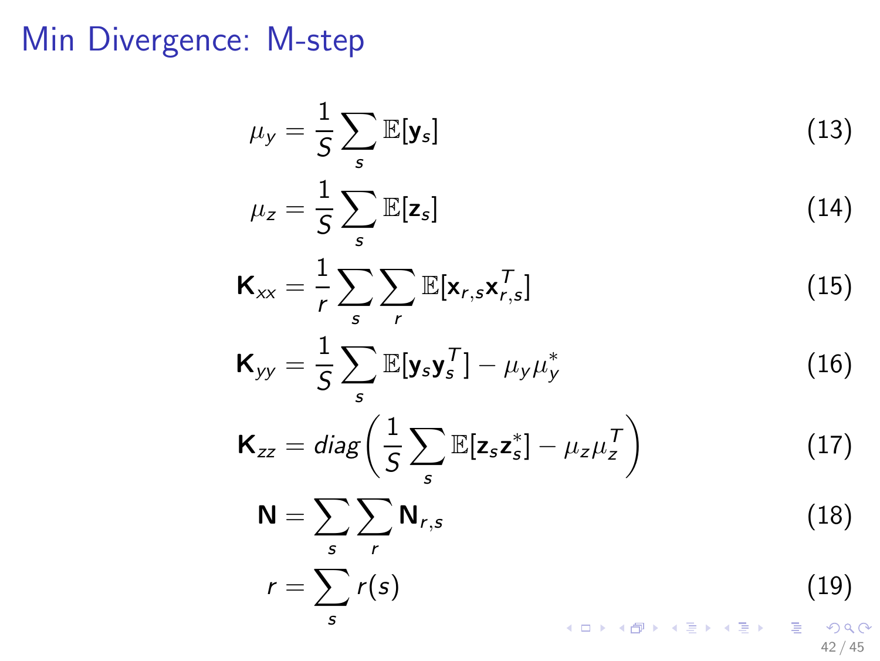# Min Divergence: M-step

$$\mu_y = \frac{1}{S} \sum_s \mathbb{E}[\mathbf{y}_s] \tag{13}$$

$$\mu_z = \frac{1}{S} \sum_s \mathbb{E}[\mathbf{z}_s] \tag{14}$$

$$\mathbf{K}_{xx} = \frac{1}{r} \sum_s \sum_r \mathbb{E}[\mathbf{x}_{r,s} \mathbf{x}_{r,s}^T] \tag{15}$$

$$\mathbf{K}_{yy} = \frac{1}{S} \sum_s \mathbb{E}[\mathbf{y}_s \mathbf{y}_s^T] - \mu_y \mu_y^* \tag{16}$$

$$\mathbf{K}_{zz} = diag\left( \frac{1}{S} \sum_s \mathbb{E}[\mathbf{z}_s \mathbf{z}_s^*] - \mu_z \mu_z^T \right) \tag{17}$$

$$\mathbf{N} = \sum_s \sum_r \mathbf{N}_{r,s} \tag{18}$$

$$r = \sum_s r(s) \tag{19}$$